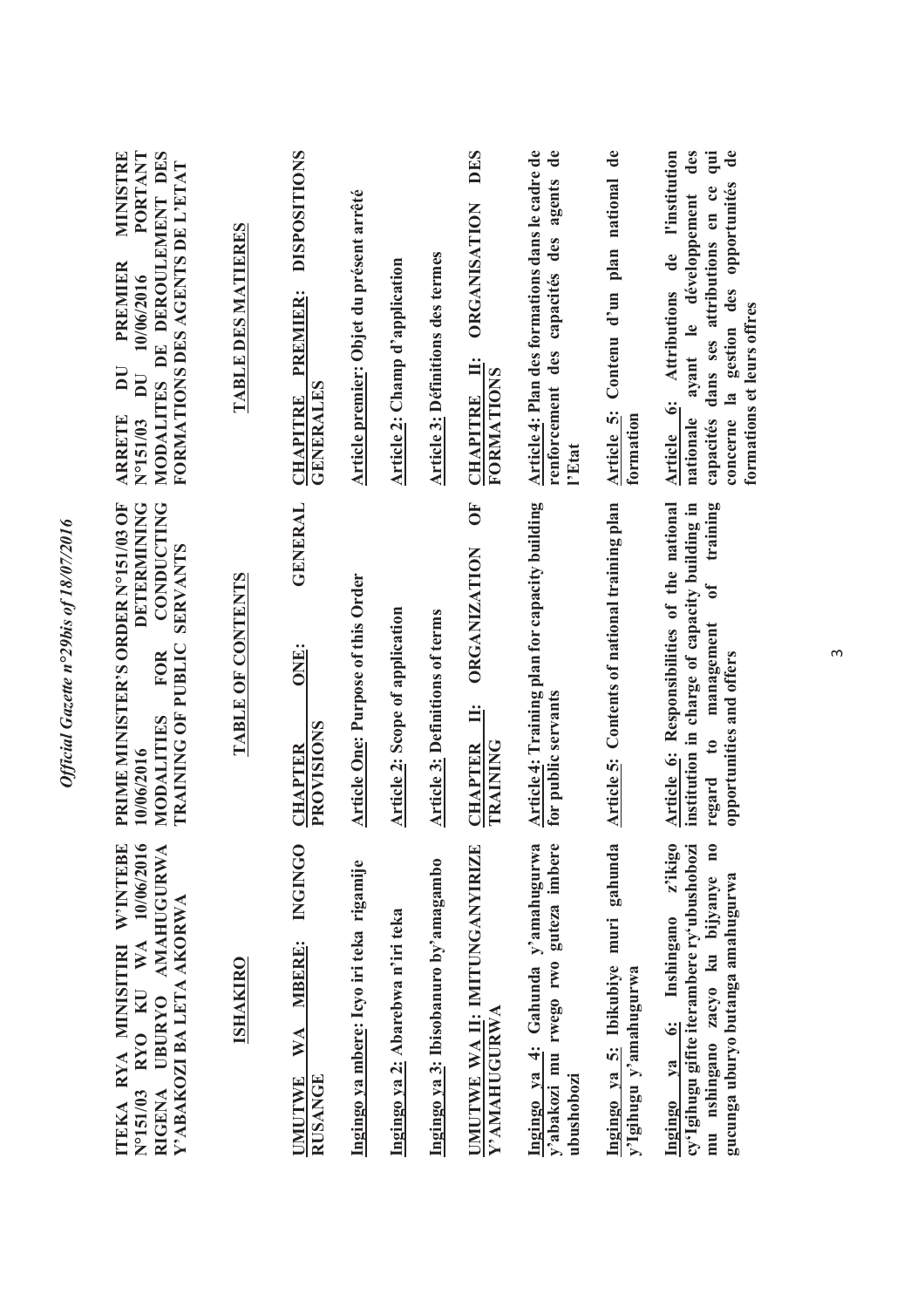**ITEKA RYA MINISITIRI W'INTEBE N°151/03 RYO KU WA 10/06/2016 RIGENA UBURYO AMAHUGURWA Y'ABAKOZI BA LETA AKORWA**

**ISHAKIRO**

**UMUTWE WA MBERE: INGINGO RUSANGE**

**Ingingo ya mbere: Icyo iri teka rigamije**

**Ingingo ya 2: Abarebwa n'iri teka**

**Ingingo ya 3: Ibisobanuro by'amagambo**

**UMUTWE WA II: IMITUNGANYIRIZE Y'AMAHUGURWA**

**Ingingo ya 4: Gahunda y'amahugurwa y'abakozi mu rwego rwo guteza imbere ubushobozi**

**Ingingo ya 5: Ibikubiye muri gahunda y'Igihugu y'amahugurwa**

**Ingingo ya 6: Inshingano z'ikigo cy'Igihugu gifite iterambere ry'ubushobozi mu nshingano zacyo ku bijyanye no gucunga uburyo butanga amahugurwa**

**PRIME MINISTER'S ORDER N°151/03 OF 10/06/2016 DETERMINING MODALITIES FOR CONDUCTING TRAINING OF PUBLIC SERVANTS**

**TABLE OF CONTENTS**

**CHAPTER ONE: GENERAL PROVISIONS**

**Article One: Purpose of this Order**

**Article 2: Scope of application**

**Article 3: Definitions of terms**

**CHAPTER II: ORGANIZATION OF TRAINING**

**Article 4: Training plan for capacity building for public servants**

**Article 5: Contents of national training plan**

**Article 6: Responsibilities of the national institution in charge of capacity building in regard to management of training opportunities and offers**

**ARRETE DU PREMIER MINISTRE N°151/03 DU 10/06/2016 PORTANT MODALITES DE DEROULEMENT DES FORMATIONS DES AGENTS DE L'ETAT**

**TABLE DES MATIERES**

**CHAPITRE PREMIER: DISPOSITIONS GENERALES**

**Article premier: Objet du présent arrêté**

**Article 2: Champ d'application**

**Article 3: Définitions des termes**

**CHAPITRE II: ORGANISATION DES FORMATIONS**

**Article 4: Plan des formations dans le cadre de renforcement des capacités des agents de l'Etat**

**Article 5: Contenu d'un plan national de formation**

**Article 6: Attributions de l'institution nationale ayant le développement des capacités dans ses attributions en ce qui concerne la gestion des opportunités de formations et leurs offres**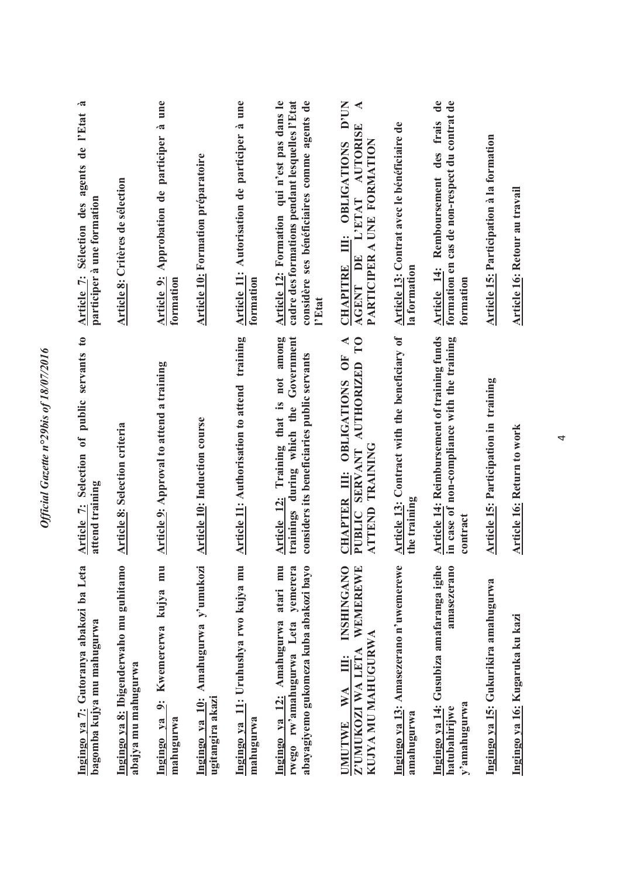| Kinyarwanda | English | Français |
|---|---|---|
| **Ingingo ya 7: Gutoranya abakozi ba Leta bagomba kujya mu mahugurwa** | **Article 7: Selection of public servants to attend training** | **Article 7: Sélection des agents de l'Etat à participer à une formation** |
| **Ingingo ya 8: Ibigenderwaho mu guhitamo abajya mu mahugurwa** | **Article 8: Selection criteria** | **Article 8: Critères de sélection** |
| **Ingingo ya 9: Kwemererwa kujya mu mahugurwa** | **Article 9: Approval to attend a training** | **Article 9: Approbation de participer à une formation** |
| **Ingingo ya 10: Amahugurwa y'umukozi ugitangira akazi** | **Article 10: Induction course** | **Article 10: Formation préparatoire** |
| **Ingingo ya 11: Uruhushya rwo kujya mu mahugurwa** | **Article 11: Authorisation to attend training** | **Article 11: Autorisation de participer à une formation** |
| **Ingingo ya 12: Amahugurwa atari mu rwego rw'amahugurwa Leta yemerera abayagiyemo gukomeza kuba abakozi bayo** | **Article 12: Training that is not among trainings during which the Government considers its beneficiaries public servants** | **Article 12: Formation qui n'est pas dans le cadre des formations pendant lesquelles l'Etat considère ses bénéficiaires comme agents de l'Etat** |
| **UMUTWE WA III: INSHINGANO Z'UMUKOZI WA LETA WEMEREWE KUJYA MU MAHUGURWA** | **CHAPTER III: OBLIGATIONS OF A PUBLIC SERVANT AUTHORIZED TO ATTEND TRAINING** | **CHAPITRE III: OBLIGATIONS D'UN AGENT DE L'ETAT AUTORISE A PARTICIPER A UNE FORMATION** |
| **Ingingo ya 13: Amasezerano n'uwemerewe amahugurwa** | **Article 13: Contract with the beneficiary of the training** | **Article 13: Contrat avec le bénéficiaire de la formation** |
| **Ingingo ya 14: Gusubiza amafaranga igihe hatubahirijwe amasezerano y'amahugurwa** | **Article 14: Reimbursement of training funds in case of non-compliance with the training contract** | **Article 14: Remboursement des frais de formation en cas de non-respect du contrat de formation** |
| **Ingingo ya 15: Gukurikira amahugurwa** | **Article 15: Participation in training** | **Article 15: Participation à la formation** |
| **Ingingo ya 16: Kugaruka ku kazi** | **Article 16: Return to work** | **Article 16: Retour au travail** |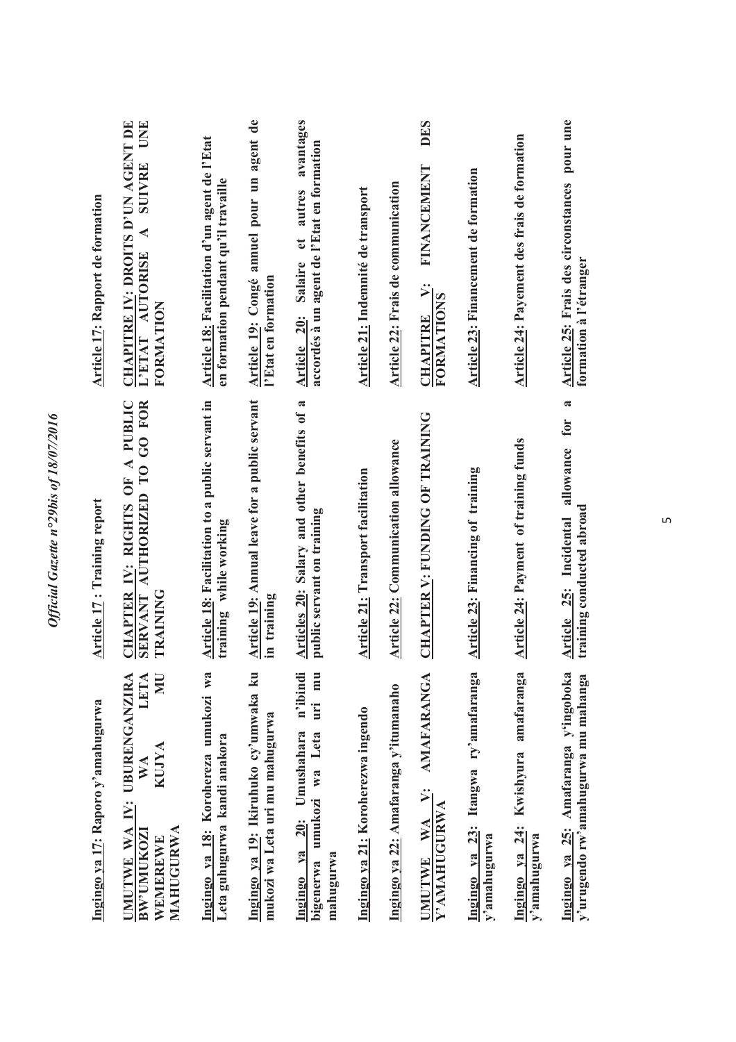| Kinyarwanda | English | Français |
|---|---|---|
| Ingingo ya 17: Raporo y'amahugurwa | Article 17 : Training report | Article 17: Rapport de formation |
| **UMUTWE WA IV: UBURENGANZIRA BW'UMUKOZI WA LETA WEMEREWE KUJYA MU MAHUGURWA** | **CHAPTER IV: RIGHTS OF A PUBLIC SERVANT AUTHORIZED TO GO FOR TRAINING** | **CHAPITRE IV: DROITS D'UN AGENT DE L'ETAT AUTORISE A SUIVRE UNE FORMATION** |
| Ingingo ya 18: Korohereza umukozi wa Leta guhugurwa kandi anakora | Article 18: Facilitation to a public servant in training while working | Article 18: Facilitation d'un agent de l'Etat en formation pendant qu'il travaille |
| Ingingo ya 19: Ikiruhuko cy'umwaka ku mukozi wa Leta uri mu mahugurwa | Article 19: Annual leave for a public servant in training | Article 19: Congé annuel pour un agent de l'Etat en formation |
| Ingingo ya 20: Umushahara n'ibindi bigenerwa umukozi wa Leta uri mu mahugurwa | Articles 20: Salary and other benefits of a public servant on training | Article 20: Salaire et autres avantages accordés à un agent de l'Etat en formation |
| Ingingo ya 21: Koroherezwa ingendo | Article 21: Transport facilitation | Article 21: Indemnité de transport |
| Ingingo ya 22: Amafaranga y'itumanaho | Article 22: Communication allowance | Article 22: Frais de communication |
| **UMUTWE WA V: AMAFARANGA Y'AMAHUGURWA** | **CHAPTER V: FUNDING OF TRAINING** | **CHAPITRE V: FINANCEMENT DES FORMATIONS** |
| Ingingo ya 23: Itangwa ry'amafaranga y'amahugurwa | Article 23: Financing of training | Article 23: Financement de formation |
| Ingingo ya 24: Kwishyura amafaranga y'amahugurwa | Article 24: Payment of training funds | Article 24: Payement des frais de formation |
| Ingingo ya 25: Amafaranga y'ingoboka y'urugendo rw'amahugurwa mu mahanga | Article 25: Incidental allowance for a training conducted abroad | Article 25: Frais des circonstances pour une formation à l'étranger |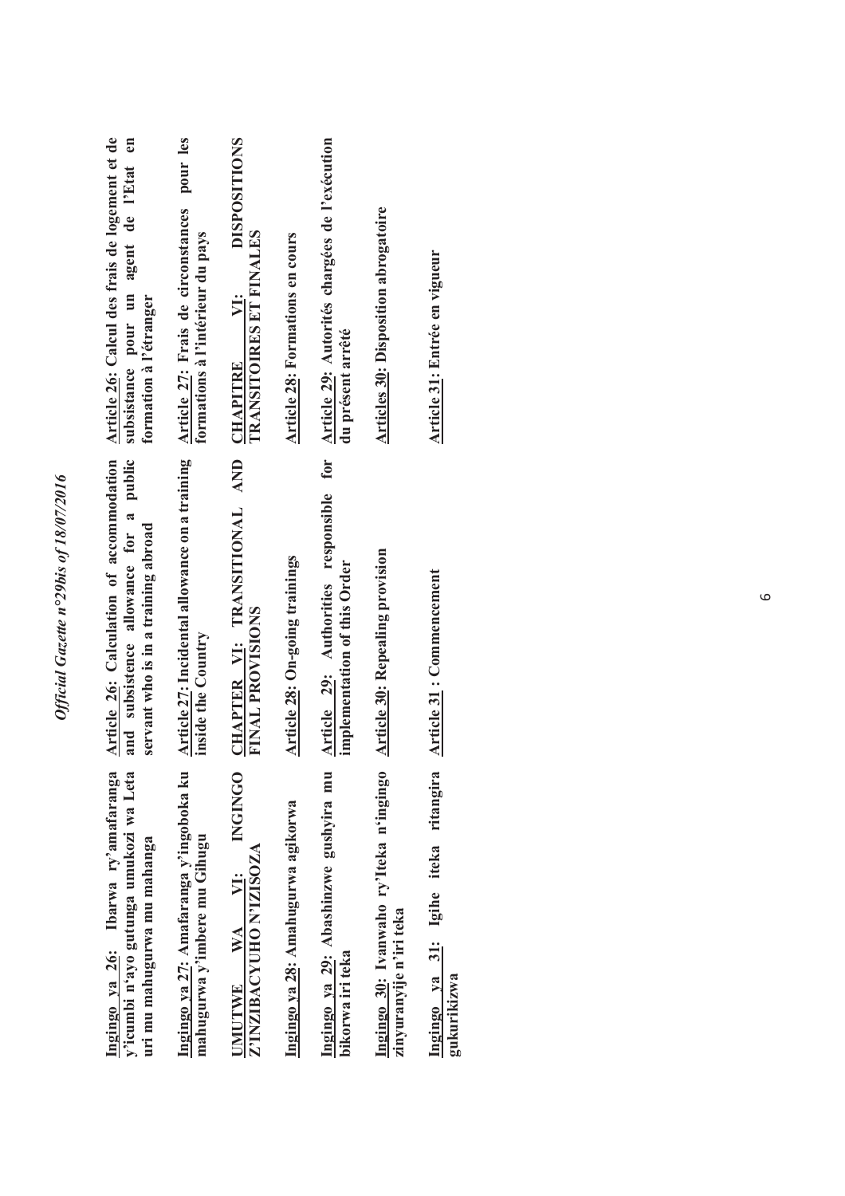**Ingingo ya 26: Ibarwa ry'amafaranga y'icumbi n'ayo gutunga umukozi wa Leta uri mu mahugurwa mu mahanga**

**Ingingo ya 27: Amafaranga y'ingoboka ku mahugurwa y'imbere mu Gihugu**

**UMUTWE WA VI: INGINGO Z'INZIBACYUHO N'IZISOZA**

**Ingingo ya 28: Amahugurwa agikorwa**

**Ingingo ya 29: Abashinzwe gushyira mu bikorwa iri teka**

**Ingingo 30: Ivanwaho ry'Iteka n'ingingo zinyuranyije n'iri teka**

**Ingingo ya 31: Igihe iteka ritangira gukurikizwa**

**Article 26: Calculation of accommodation and subsistence allowance for a public servant who is in a training abroad**

**Article 27: Incidental allowance on a training inside the Country**

**CHAPTER VI: TRANSITIONAL AND FINAL PROVISIONS**

**Article 28: On-going trainings**

**Article 29: Authorities responsible for implementation of this Order**

**Article 30: Repealing provision**

**Article 31 : Commencement**

**Article 26: Calcul des frais de logement et de subsistance pour un agent de l'Etat en formation à l'étranger**

**Article 27: Frais de circonstances pour les formations à l'intérieur du pays**

**CHAPITRE VI: DISPOSITIONS TRANSITOIRES ET FINALES**

**Article 28: Formations en cours**

**Article 29: Autorités chargées de l'exécution du présent arrêté**

**Articles 30: Disposition abrogatoire**

**Article 31: Entrée en vigueur**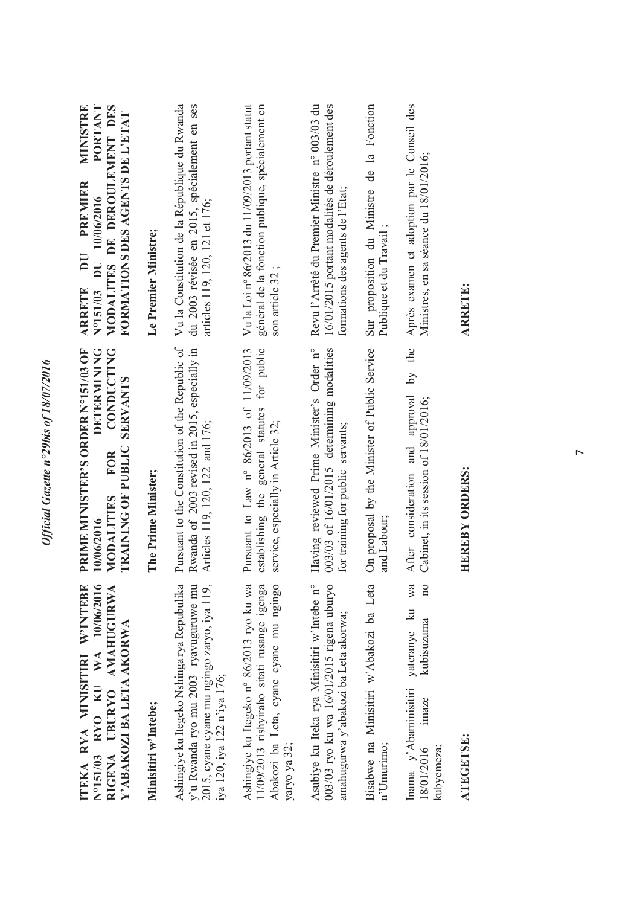**ITEKA RYA MINISITIRI W'INTEBE N°151/03 RYO KU WA 10/06/2016 RIGENA UBURYO AMAHUGURWA Y'ABAKOZI BA LETA AKORWA**

**Minisitiri w'Intebe;**

Ashingiye ku Itegeko Nshinga rya Repubulika y'u Rwanda ryo mu 2003 ryavuguruwe mu 2015, cyane cyane mu ngingo zaryo, iya 119, iya 120, iya 122 n'iya 176;

Ashingiye ku Itegeko n° 86/2013 ryo ku wa 11/09/2013 rishyiraho sitati rusange igenga Abakozi ba Leta, cyane cyane mu ngingo yaryo ya 32;

Asubiye ku Iteka rya Minisitiri w'Intebe n° 003/03 ryo ku wa 16/01/2015 rigena uburyo amahugurwa y'abakozi ba Leta akorwa;

Bisabwe na Minisitiri w'Abakozi ba Leta n'Umurimo;

Inama y'Abaminisitiri yateranye ku wa 18/01/2016 imaze kubisuzuma no kubyemeza;

**ATEGETSE:**

**PRIME MINISTER'S ORDER N°151/03 OF 10/06/2016 DETERMINING MODALITIES FOR CONDUCTING TRAINING OF PUBLIC SERVANTS**

**The Prime Minister;**

Pursuant to the Constitution of the Republic of Rwanda of 2003 revised in 2015, especially in Articles 119, 120, 122 and 176;

Pursuant to Law n° 86/2013 of 11/09/2013 establishing the general statutes for public service, especially in Article 32;

Having reviewed Prime Minister's Order n° 003/03 of 16/01/2015 determining modalities for training for public servants;

On proposal by the Minister of Public Service and Labour;

After consideration and approval by the Cabinet, in its session of 18/01/2016;

**HEREBY ORDERS:**

**ARRETE DU PREMIER MINISTRE N°151/03 DU 10/06/2016 PORTANT MODALITES DE DEROULEMENT DES FORMATIONS DES AGENTS DE L'ETAT**

**Le Premier Ministre;**

Vu la Constitution de la République du Rwanda du 2003 révisée en 2015, spécialement en ses articles 119, 120, 121 et 176;

Vu la Loi n° 86/2013 du 11/09/2013 portant statut général de la fonction publique, spécialement en son article 32 ;

Revu l'Arrêté du Premier Ministre n° 003/03 du 16/01/2015 portant modalités de déroulement des formations des agents de l'Etat;

Sur proposition du Ministre de la Fonction Publique et du Travail ;

Après examen et adoption par le Conseil des Ministres, en sa séance du 18/01/2016;

**ARRETE:**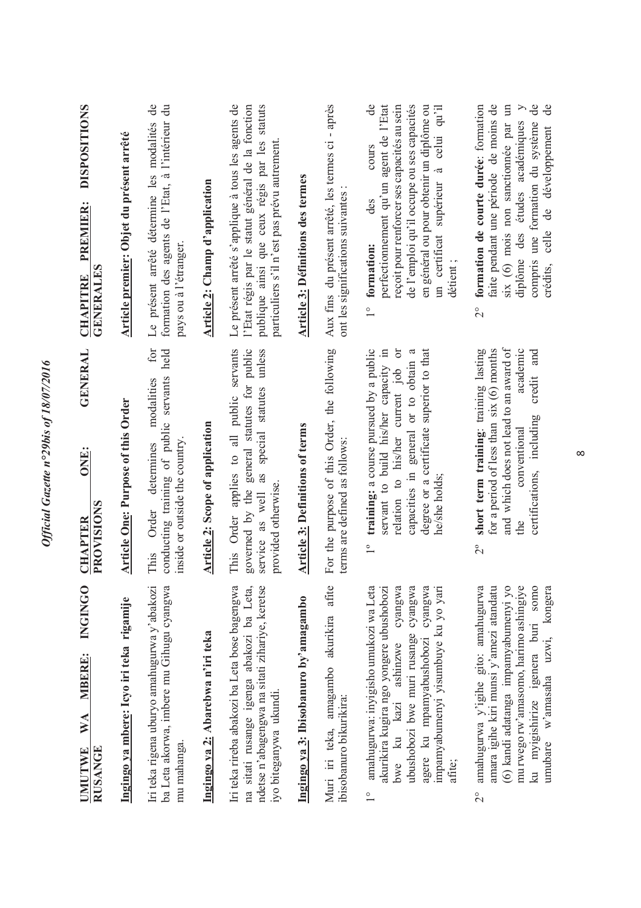**UMUTWE WA MBERE: INGINGO RUSANGE**

**Ingingo ya mbere: Icyo iri teka rigamije**

Iri teka rigena uburyo amahugurwa y'abakozi ba Leta akorwa, imbere mu Gihugu cyangwa mu mahanga.

**Ingingo ya 2: Abarebwa n'iri teka**

Iri teka rireba abakozi ba Leta bose bagengwa na sitati rusange igenga abakozi ba Leta, ndetse n'abagengwa na sitati zihariye, keretse iyo biteganywa ukundi.

**Ingingo ya 3: Ibisobanuro by'amagambo**

Muri iri teka, amagambo akurikira afite ibisobanuro bikurikira:

1° amahugurwa: inyigisho umukozi wa Leta akurikira kugira ngo yongere ubushobozi bwe ku kazi ashinzwe cyangwa ubushobozi bwe muri rusange cyangwa agere ku mpamyabushobozi cyangwa impamyabumenyi yisumbuye ku yo yari afite;

2° amahugurwa y'igihe gito: amahugurwa amara igihe kiri munsi y'amezi atandatu (6) kandi adatanga impamyabumenyi yo mu rwego rw'amasomo, harimo ashingiye ku myigishirize igenera buri somo umubare w'amasaha uzwi, kongera

**CHAPTER ONE: GENERAL PROVISIONS**

**Article One: Purpose of this Order**

This Order determines modalities for conducting training of public servants held inside or outside the country.

**Article 2: Scope of application**

This Order applies to all public servants governed by the general statutes for public service as well as special statutes unless provided otherwise.

**Article 3: Definitions of terms**

For the purpose of this Order, the following terms are defined as follows:

1° **training:** a course pursued by a public servant to build his/her capacity in relation to his/her current job or capacities in general or to obtain a degree or a certificate superior to that he/she holds;

2° **short term training**: training lasting for a period of less than six (6) months and which does not lead to an award of the conventional academic certifications, including credit and

**CHAPITRE PREMIER: DISPOSITIONS GENERALES**

**Article premier: Objet du présent arrêté**

Le présent arrêté détermine les modalités de formation des agents de l'Etat, à l'intérieur du pays ou à l'étranger.

**Article 2: Champ d'application**

Le présent arrêté s'applique à tous les agents de l'Etat régis par le statut général de la fonction publique ainsi que ceux régis par les statuts particuliers s'il n'est pas prévu autrement.

**Article 3: Définitions des termes**

Aux fins du présent arrêté, les termes ci - après ont les significations suivantes :

1° **formation:** des cours de perfectionnement qu'un agent de l'Etat reçoit pour renforcer ses capacités au sein de l'emploi qu'il occupe ou ses capacités en général ou pour obtenir un diplôme ou un certificat supérieur à celui qu'il détient ;

2° **formation de courte durée**: formation faite pendant une période de moins de six (6) mois non sanctionnée par un diplôme des études académiques y compris une formation du système de crédits, celle de développement de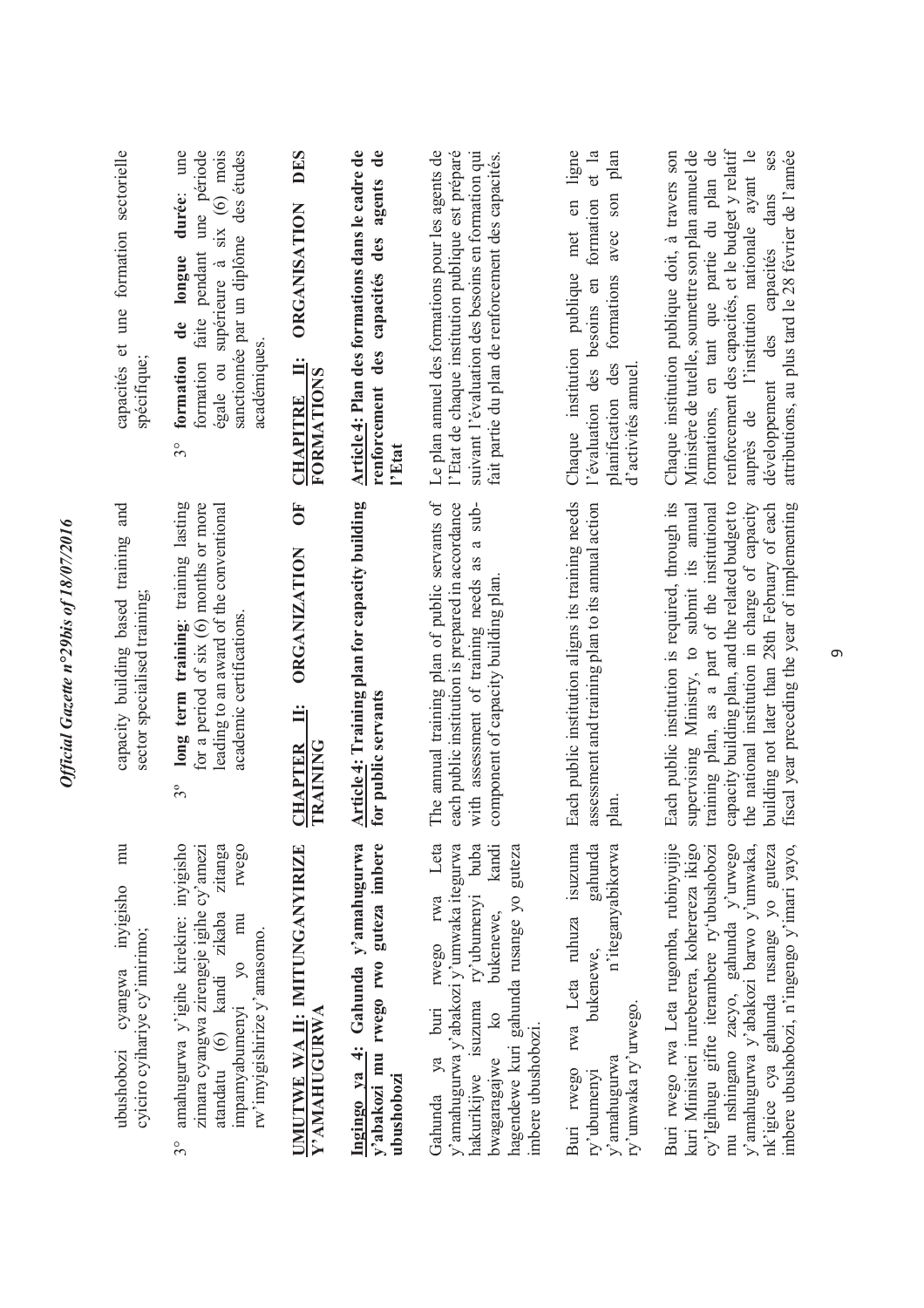ubushobozi cyangwa inyigisho mu cyiciro cyihariye cy'imirimo;

3° amahugurwa y'igihe kirekire: inyigisho zimara cyangwa zirengeje igihe cy'amezi atandatu (6) kandi zikaba zitanga impamyabumenyi yo mu rwego rw'imyigishirize y'amasomo.

## UMUTWE WA II: IMITUNGANYIRIZE Y'AMAHUGURWA

### Ingingo ya 4: Gahunda y'amahugurwa y'abakozi mu rwego rwo guteza imbere ubushobozi

Gahunda ya buri rwego rwa Leta y'amahugurwa y'abakozi y'umwaka itegurwa hakurikijwe isuzuma ry'ubumenyi buba bwagaragajwe ko bukenewe, kandi hagendewe kuri gahunda rusange yo guteza imbere ubushobozi.

Buri rwego rwa Leta ruhuza isuzuma ry'ubumenyi bukenewe, gahunda y'amahugurwa n'iteganyabikorwa ry'umwaka ry'urwego.

Buri rwego rwa Leta rugomba, rubinyujije kuri Minisiteri irureberera, kohereza ikigo cy'Igihugu gifite iterambere ry'ubushobozi mu nshingano zacyo, gahunda y'urwego y'amahugurwa y'abakozi barwo y'umwaka, nk'igice cya gahunda rusange yo guteza imbere ubushobozi, n'ingengo y'imari yayo,

capacity building based training and sector specialised training;

3° **long term training**: training lasting for a period of six (6) months or more leading to an award of the conventional academic certifications.

## CHAPTER II: ORGANIZATION OF TRAINING

### Article 4: Training plan for capacity building for public servants

The annual training plan of public servants of each public institution is prepared in accordance with assessment of training needs as a sub-component of capacity building plan.

Each public institution aligns its training needs assessment and training plan to its annual action plan.

Each public institution is required, through its supervising Ministry, to submit its annual training plan, as a part of the institutional capacity building plan, and the related budget to the national institution in charge of capacity building not later than 28th February of each fiscal year preceding the year of implementing

capacités et une formation sectorielle spécifique;

3° **formation de longue durée**: une formation faite pendant une période égale ou supérieure à six (6) mois sanctionnée par un diplôme des études académiques.

## CHAPITRE II: ORGANISATION DES FORMATIONS

### Article 4: Plan des formations dans le cadre de renforcement des capacités des agents de l'Etat

Le plan annuel des formations pour les agents de l'Etat de chaque institution publique est préparé suivant l'évaluation des besoins en formation qui fait partie du plan de renforcement des capacités.

Chaque institution publique met en ligne l'évaluation des besoins en formation et la planification des formations avec son plan d'activités annuel.

Chaque institution publique doit, à travers son Ministère de tutelle, soumettre son plan annuel de formations, en tant que partie du plan de renforcement des capacités, et le budget y relatif auprès de l'institution nationale ayant le développement des capacités dans ses attributions, au plus tard le 28 février de l'année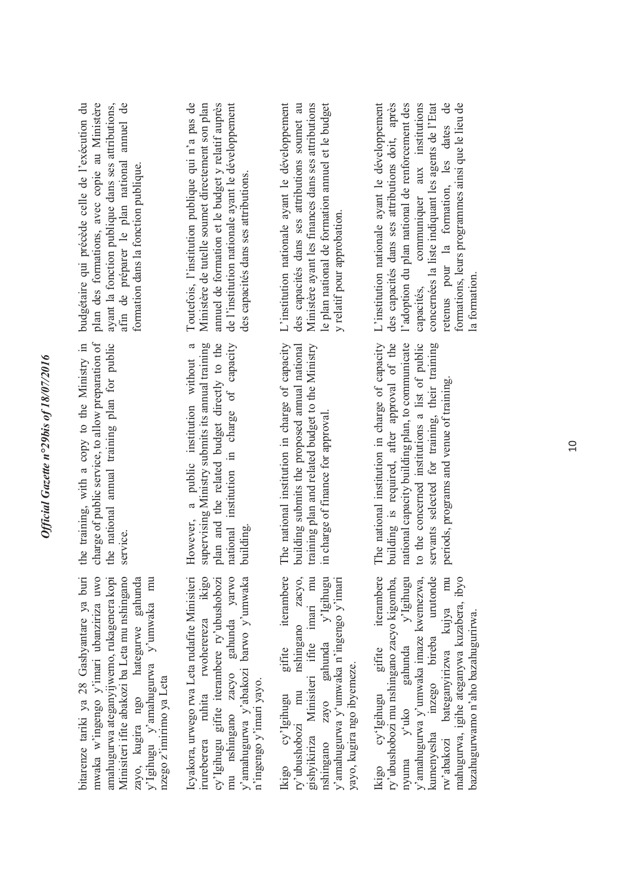bitarenze tariki ya 28 Gashyantare ya buri mwaka w'ingengo y'imari ubanziriza uwo amahugurwa ateganyijwemo, rukagenera kopi Minisiteri ifite abakozi ba Leta mu nshingano zayo, kugira ngo hategurwe gahunda y'Igihugu y'amahugurwa y'umwaka mu nzego z'imirimo ya Leta

Icyakora, urwego rwa Leta rudafite Minisiteri irureberera ruhita rwohereza ikigo cy'Igihugu gifite iterambere ry'ubushobozi mu nshingano zacyo gahunda yarwo y'amahugurwa y'abakozi barwo y'umwaka n'ingengo y'imari yayo.

Ikigo cy'Igihugu gifite iterambere ry'ubushobozi mu nshingano zacyo, gishyikiriza Minisiteri ifite imari mu nshingano zayo gahunda y'Igihugu y'amahugurwa y'umwaka n'ingengo y'imari yayo, kugira ngo ibyemeze.

Ikigo cy'Igihugu gifite iterambere ry'ubushobozi mu nshingano zacyo kigomba, nyuma y'uko gahunda y'Igihugu y'amahugurwa y'umwaka imaze kwemezwa, kumenyesha inzego bireba urutonde rw'abakozi bateganyirizwa kujya mu mahugurwa, igihe ateganywa kuzabera, ibyo bazahugurwamo n'aho bazahugurirwa.

the training, with a copy to the Ministry in charge of public service, to allow preparation of the national annual training plan for public service.

However, a public institution without a supervising Ministry submits its annual training plan and the related budget directly to the national institution in charge of capacity building.

The national institution in charge of capacity building submits the proposed annual national training plan and related budget to the Ministry in charge of finance for approval.

The national institution in charge of capacity building is required, after approval of the national capacity building plan, to communicate to the concerned institutions a list of public servants selected for training, their training periods, programs and venue of training.

budgétaire qui précède celle de l'exécution du plan des formations, avec copie au Ministère ayant la fonction publique dans ses attributions, afin de préparer le plan national annuel de formation dans la fonction publique.

Toutefois, l'institution publique qui n'a pas de Ministère de tutelle soumet directement son plan annuel de formation et le budget y relatif auprès de l'institution nationale ayant le développement des capacités dans ses attributions.

L'institution nationale ayant le développement des capacités dans ses attributions soumet au Ministère ayant les finances dans ses attributions le plan national de formation annuel et le budget y relatif pour approbation.

L'institution nationale ayant le développement des capacités dans ses attributions doit, après l'adoption du plan national de renforcement des capacités, communiquer aux institutions concernées la liste indiquant les agents de l'Etat retenus pour la formation, les dates de formations, leurs programmes ainsi que le lieu de la formation.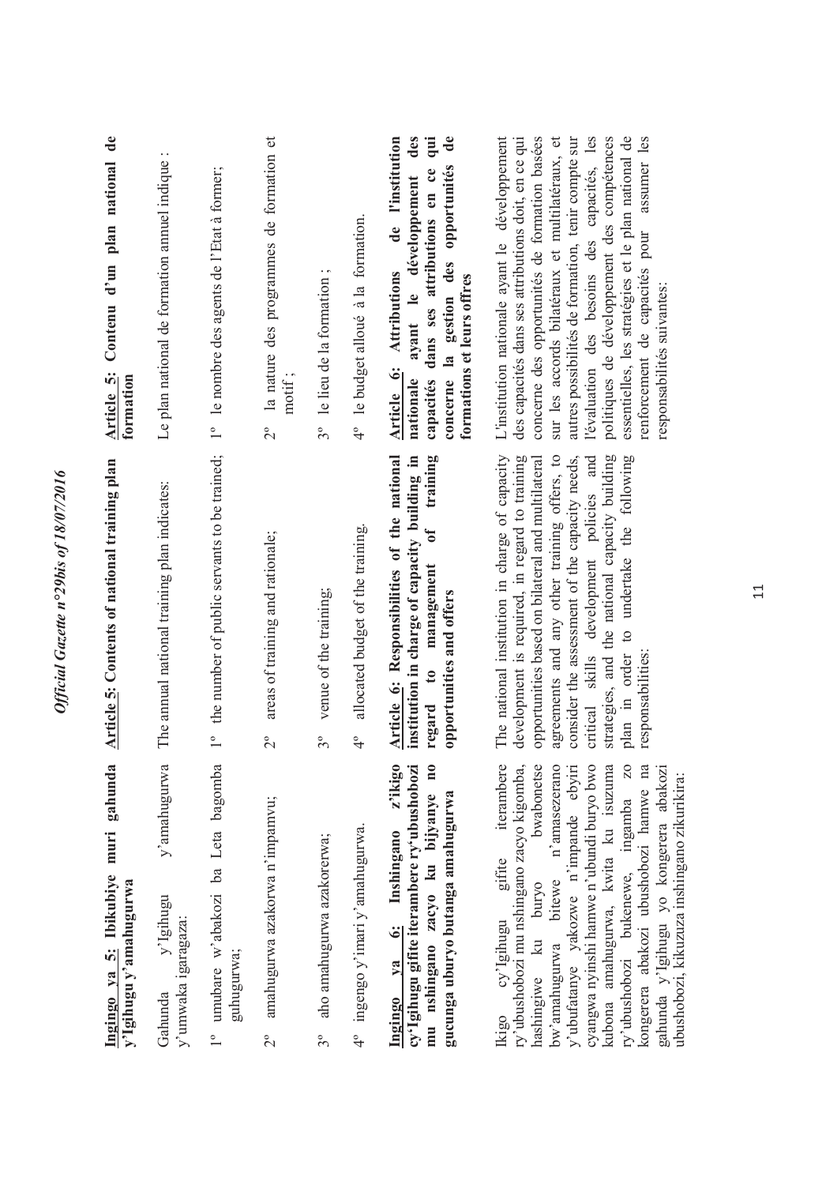**Ingingo ya 5: Ibikubiye muri gahunda y'Igihugu y'amahugurwa**

Gahunda y'Igihugu y'amahugurwa y'umwaka igaragaza:

1° umubare w'abakozi ba Leta bagomba guhugurwa;

2° amahugurwa azakorwa n'impamvu;

3° aho amahugurwa azakorerwa;

4° ingengo y'imari y'amahugurwa.

**Ingingo ya 6: Inshingano z'Ikigo cy'Igihugu gifite iterambere ry'ubushobozi mu nshingano zacyo ku bijyanye no gucunga uburyo butanga amahugurwa**

Ikigo cy'Igihugu gifite iterambere ry'ubushobozi mu nshingano zacyo kigomba, hashingiwe ku buryo bwabonetse bw'amahugurwa bitewe n'amasezerano y'ubufatanye yakozwe n'impande ebyiri cyangwa nyinshi hamwe n'ubundi buryo bwo kubona amahugurwa, kwita ku isuzuma ry'ubushobozi bukenewe, ingamba zo kongerera abakozi ubushobozi hamwe na gahunda y'Igihugu yo kongerera abakozi ubushobozi, kikuzuza inshingano zikurikira:

**Article 5: Contents of national training plan**

The annual national training plan indicates:

1° the number of public servants to be trained;

2° areas of training and rationale;

3° venue of the training;

4° allocated budget of the training.

**Article 6: Responsibilities of the national institution in charge of capacity building in regard to management of training opportunities and offers**

The national institution in charge of capacity development is required, in regard to training opportunities based on bilateral and multilateral agreements and any other training offers, to consider the assessment of the capacity needs, critical skills development policies and strategies, and the national capacity building plan in order to undertake the following responsabilities:

**Article 5: Contenu d'un plan national de formation**

Le plan national de formation annuel indique :

1° le nombre des agents de l'Etat à former;

2° la nature des programmes de formation et motif ;

3° le lieu de la formation ;

4° le budget alloué à la formation.

**Article 6: Attributions de l'institution nationale ayant le développement des capacités dans ses attributions en ce qui concerne la gestion des opportunités de formations et leurs offres**

L'institution nationale ayant le développement des capacités dans ses attributions doit, en ce qui concerne des opportunités de formation basées sur les accords bilatéraux et multilatéraux, et autres possibilités de formation, tenir compte sur l'évaluation des besoins des capacités, les politiques de développement des compétences essentielles, les stratégies et le plan national de renforcement de capacités pour assumer les responsabilités suivantes: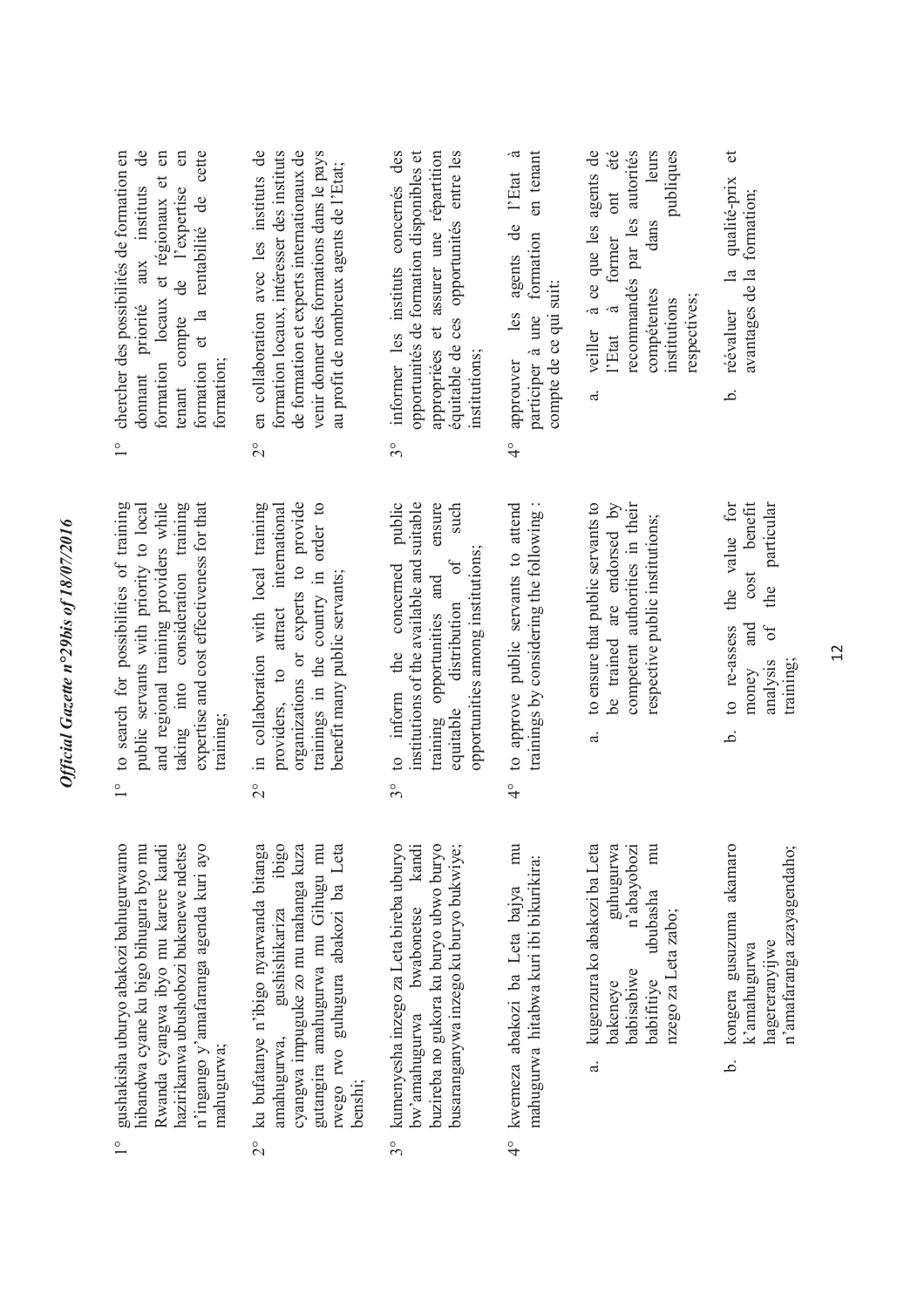1° gushakisha uburyo abakozi bahugurwamo hibandwa cyane ku bigo bihugura byo mu Rwanda cyangwa ibyo mu karere kandi hazirikanwa ubushobozi bukenewe ndetse n'ingango y'amafaranga agenda kuri ayo mahugurwa;

2° ku bufatanye n'ibigo nyarwanda bitanga amahugurwa, gushishikariza ibigo cyangwa impuguke zo mu mahanga kuza gutangira amahugurwa mu Gihugu mu rwego rwo guhugura abakozi ba Leta benshi;

3° kumenyesha inzego za Leta bireba uburyo bw'amahugurwa bwabonetse kandi buzireba no gukora ku buryo ubwo buryo busaranganywa inzego ku buryo bukwiye;

4° kwemeza abakozi ba Leta bajya mu mahugurwa hitabwa kuri ibi bikurikira:

a. kugenzura ko abakozi ba Leta bakeneye guhugurwa babisabiwe n'abayobozi babifitiye ububasha mu nzego za Leta zabo;

b. kongera gusuzuma akamaro k'amahugurwa hagereranyijwe n'amafaranga azayagendaho;

1° to search for possibilities of training public servants with priority to local and regional training providers while taking into consideration training expertise and cost effectiveness for that training;

2° in collaboration with local training providers, to attract international organizations or experts to provide trainings in the country in order to benefit many public servants;

3° to inform the concerned public institutions of the available and suitable training opportunities and ensure equitable distribution of such opportunities among institutions;

4° to approve public servants to attend trainings by considering the following :

a. to ensure that public servants to be trained are endorsed by competent authorities in their respective public institutions;

b. to re-assess the value for money and cost benefit analysis of the particular training;

1° chercher des possibilités de formation en donnant priorité aux instituts de formation locaux et régionaux et en tenant compte de l'expertise en formation et la rentabilité de cette formation;

2° en collaboration avec les instituts de formation locaux, intéresser des instituts de formation et experts internationaux de venir donner des formations dans le pays au profit de nombreux agents de l'Etat;

3° informer les instituts concernés des opportunités de formation disponibles et appropriées et assurer une répartition équitable de ces opportunités entre les institutions;

4° approuver les agents de l'Etat à participer à une formation en tenant compte de ce qui suit:

a. veiller à ce que les agents de l'Etat à former ont été recommandés par les autorités compétentes dans leurs institutions publiques respectives;

b. réévaluer la qualité-prix et avantages de la formation;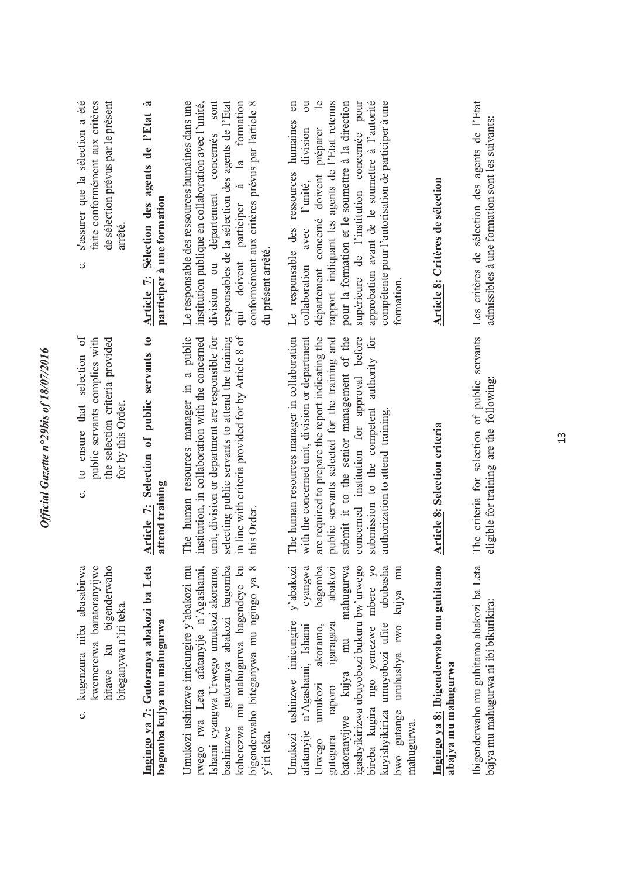c. kugenzura niba abasabirwa kwemererwa baratoranyijwe hitawe ku bigenderwaho biteganywa n'iri teka.

**Ingingo ya 7: Gutoranya abakozi ba Leta bagomba kujya mu mahugurwa**

Umukozi ushinzwe imicungire y'abakozi mu rwego rwa Leta afatanyije n'Agashami, Ishami cyangwa Urwego umukozi akoramo, bashinzwe gutoranya abakozi bagomba koherezwa mu mahugurwa bagendeye ku bigenderwaho biteganywa mu ngingo ya 8 y'iri teka.

Umukozi ushinzwe imicungire y'abakozi afatanyije n'Agashami, Ishami cyangwa Urwego umukozi akoramo, bagomba gutegura raporo igaragaza abakozi batoranyijwe kujya mu mahugurwa igashyikirizwa ubuyobozi bukuru bw'urwego bireba kugira ngo yemezwe mbere yo kuyishyikiriza umuyobozi ufite ububasha bwo gutange uruhushya rwo kujya mu mahugurwa.

**Ingingo ya 8: Ibigenderwaho mu guhitamo abajya mu mahugurwa**

Ibigenderwaho mu guhitamo abakozi ba Leta bajya mu mahugurwa ni ibi bikurikira:

c. to ensure that selection of public servants complies with the selection criteria provided for by this Order.

**Article 7: Selection of public servants to attend training**

The human resources manager in a public institution, in collaboration with the concerned unit, division or department are responsible for selecting public servants to attend the training in line with criteria provided for by Article 8 of this Order.

The human resources manager in collaboration with the concerned unit, division or department are required to prepare the report indicating the public servants selected for the training and submit it to the senior management of the concerned institution for approval before submission to the competent authority for authorization to attend training.

**Article 8: Selection criteria**

The criteria for selection of public servants eligible for training are the following:

c. s'assurer que la sélection a été faite conformément aux critères de sélection prévus par le présent arrêté.

**Article 7: Sélection des agents de l'Etat à participer à une formation**

Le responsable des ressources humaines dans une institution publique en collaboration avec l'unité, division ou département concernés sont responsables de la sélection des agents de l'Etat qui doivent participer à la formation conformément aux critères prévus par l'article 8 du présent arrêté.

Le responsable des ressources humaines en collaboration avec l'unité, division ou département concerné doivent préparer le rapport indiquant les agents de l'Etat retenus pour la formation et le soumettre à la direction supérieure de l'institution concernée pour approbation avant de le soumettre à l'autorité compétente pour l'autorisation de participer à une formation.

**Article 8: Critères de sélection**

Les critères de sélection des agents de l'Etat admissibles à une formation sont les suivants: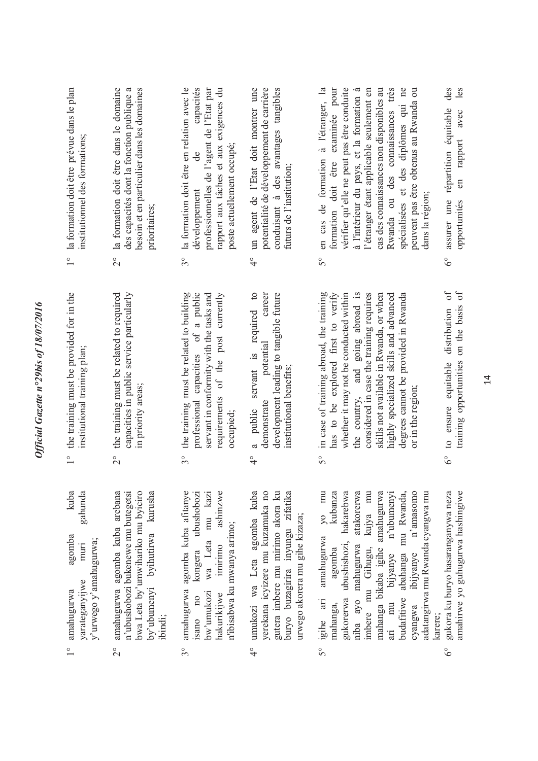1° amahugurwa agomba kuba yarateganyijwe muri gahunda y'urwego y'amahugurwa;

2° amahugurwa agomba kuba arebana n'ubushobozi bukenewe mu butegetsi bwa Leta by'umwihariko mu byiciro by'ubumenyi byihutirwa kurusha ibindi;

3° amahugurwa agomba kuba afitanye isano no kongera ubushobozi bw'umukozi wa Leta mu kazi hakurikijwe imirimo ashinzwe n'ibisabwa ku mwanya arimo;

4° umukozi wa Leta agomba kuba yerekana icyizere mu kuzamuka no gutera imbere mu mirimo akora ku buryo buzagirira inyungu zifatika urwego akorera mu gihe kizaza;

5° igihe ari amahugurwa yo mu mahanga, agomba kubanza gukorerwa ubushishozi, hakarebwa niba ayo mahugurwa atakorerwa imbere mu Gihugu, kujya mu mahanga bikaba igihe amahugurwa ari mu bijyanye n'ubumenyi budafitwe abahanga mu Rwanda, cyangwa ibijyanye n'amasomo adatangirwa mu Rwanda cyangwa mu karere;

6° gukora ku buryo hasaranganywa neza amahirwe yo guhugurwa hashingiwe

1° the training must be provided for in the institutional training plan;

2° the training must be related to required capacities in public service particularly in priority areas;

3° the training must be related to building professional capacities of a public servant in conformity with the tasks and requirements of the post currently occupied;

4° a public servant is required to demonstrate potential career development leading to tangible future institutional benefits;

5° in case of training abroad, the training has to be explored first to verify whether it may not be conducted within the country, and going abroad is considered in case the training requires skills not available in Rwanda, or when highly specialized skills and advanced degrees cannot be provided in Rwanda or in the region;

6° to ensure equitable distribution of training opportunities on the basis of

1° la formation doit être prévue dans le plan institutionnel des formations;

2° la formation doit être dans le domaine des capacités dont la fonction publique a besoin et en particulier dans les domaines prioritaires;

3° la formation doit être en relation avec le développement de capacités professionnelles de l'agent de l'Etat par rapport aux tâches et aux exigences du poste actuellement occupé;

4° un agent de l'Etat doit montrer une potentialité de développement de carrière conduisant à des avantages tangibles futurs de l'institution;

5° en cas de formation à l'étranger, la formation doit être examinée pour vérifier qu'elle ne peut pas être conduite à l'intérieur du pays, et la formation à l'étranger étant applicable seulement en cas des connaissances non disponibles au Rwanda ou des connaissances très spécialisées et des diplômes qui ne peuvent pas être obtenus au Rwanda ou dans la région;

6° assurer une répartition équitable des opportunités en rapport avec les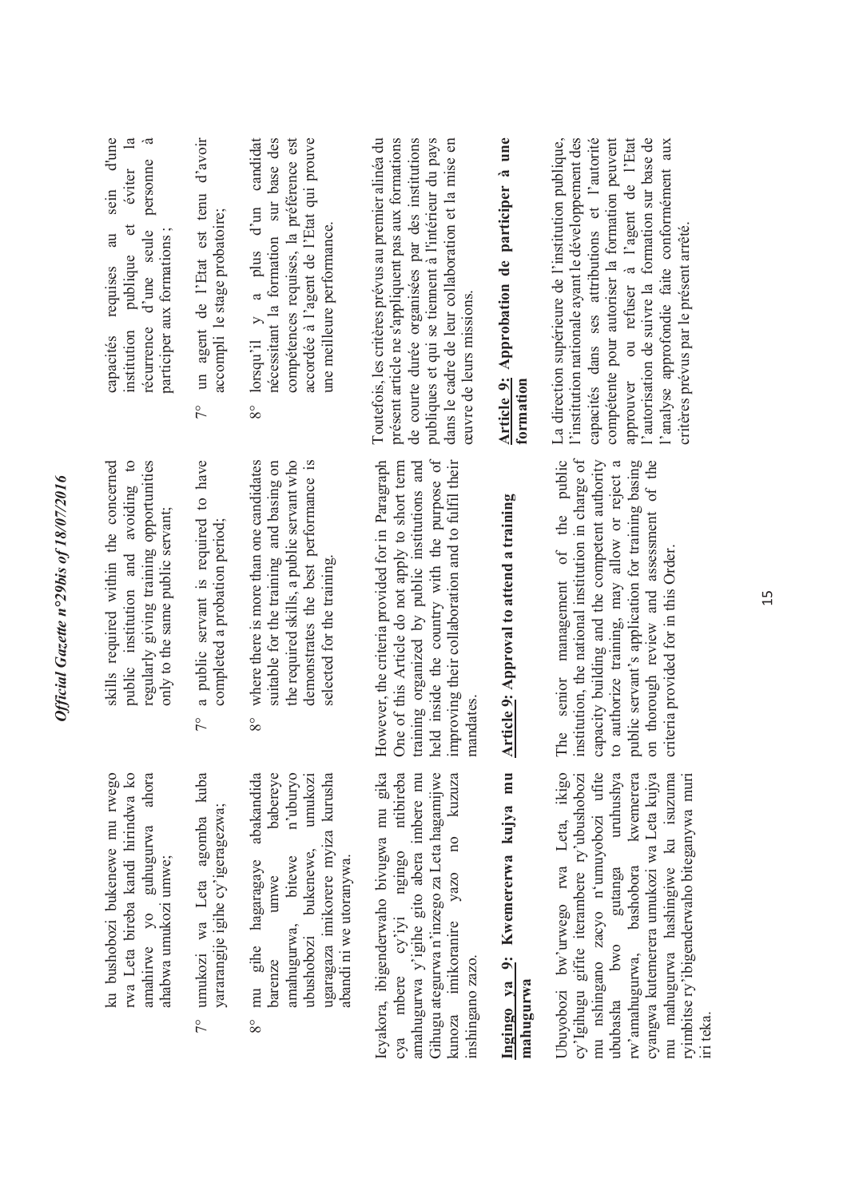ku bushobozi bukenewe mu rwego rwa Leta bireba kandi hirindwa ko amahirwe yo guhugurwa ahora ahabwa umukozi umwe;

7° umukozi wa Leta agomba kuba yararangije igihe cy'igeragezwa;

8° mu gihe hagaragaye abakandida barenze umwe babereye amahugurwa, bitewe n'uburyo ubushobozi bukenewe, umukozi ugaragaza imikorere myiza kurusha abandi ni we utoranywa.

Icyakora, ibigenderwaho bivugwa mu gika cya mbere cy'iyi ngingo ntibireba amahugurwa y'igihe gito abera imbere mu Gihugu ategurwa n'inzego za Leta hagamijwe kunoza imikoranire yazo no kuzuza inshingano zazo.

## Ingingo ya 9: Kwemererwa kujya mu mahugurwa

Ubuyobozi bw'urwego rwa Leta, ikigo cy'Igihugu gifite iterambere ry'ubushobozi mu nshingano zacyo n'umuyobozi ufite ububasha bwo gutanga uruhushya rw'amahugurwa, bashobora kwemerera cyangwa kutemerera umukozi wa Leta kujya mu mahugurwa hashingiwe ku isuzuma ryimbitse ry'ibigenderwaho biteganywa muri iri teka.

skills required within the concerned public institution and avoiding to regularly giving training opportunities only to the same public servant;

7° a public servant is required to have completed a probation period;

8° where there is more than one candidates suitable for the training and basing on the required skills, a public servant who demonstrates the best performance is selected for the training.

However, the criteria provided for in Paragraph One of this Article do not apply to short term training organized by public institutions and held inside the country with the purpose of improving their collaboration and to fulfil their mandates.

## Article 9: Approval to attend a training

The senior management of the public institution, the national institution in charge of capacity building and the competent authority to authorize training, may allow or reject a public servant's application for training basing on thorough review and assessment of the criteria provided for in this Order.

capacités requises au sein d'une institution publique et éviter la récurrence d'une seule personne à participer aux formations ;

7° un agent de l'Etat est tenu d'avoir accompli le stage probatoire;

8° lorsqu'il y a plus d'un candidat nécessitant la formation sur base des compétences requises, la préférence est accordée à l'agent de l'Etat qui prouve une meilleure performance.

Toutefois, les critères prévus au premier alinéa du présent article ne s'appliquent pas aux formations de courte durée organisées par des institutions publiques et qui se tiennent à l'intérieur du pays dans le cadre de leur collaboration et la mise en œuvre de leurs missions.

## Article 9: Approbation de participer à une formation

La direction supérieure de l'institution publique, l'institution nationale ayant le développement des capacités dans ses attributions et l'autorité compétente pour autoriser la formation peuvent approuver ou refuser à l'agent de l'Etat l'autorisation de suivre la formation sur base de l'analyse approfondie faite conformément aux critères prévus par le présent arrêté.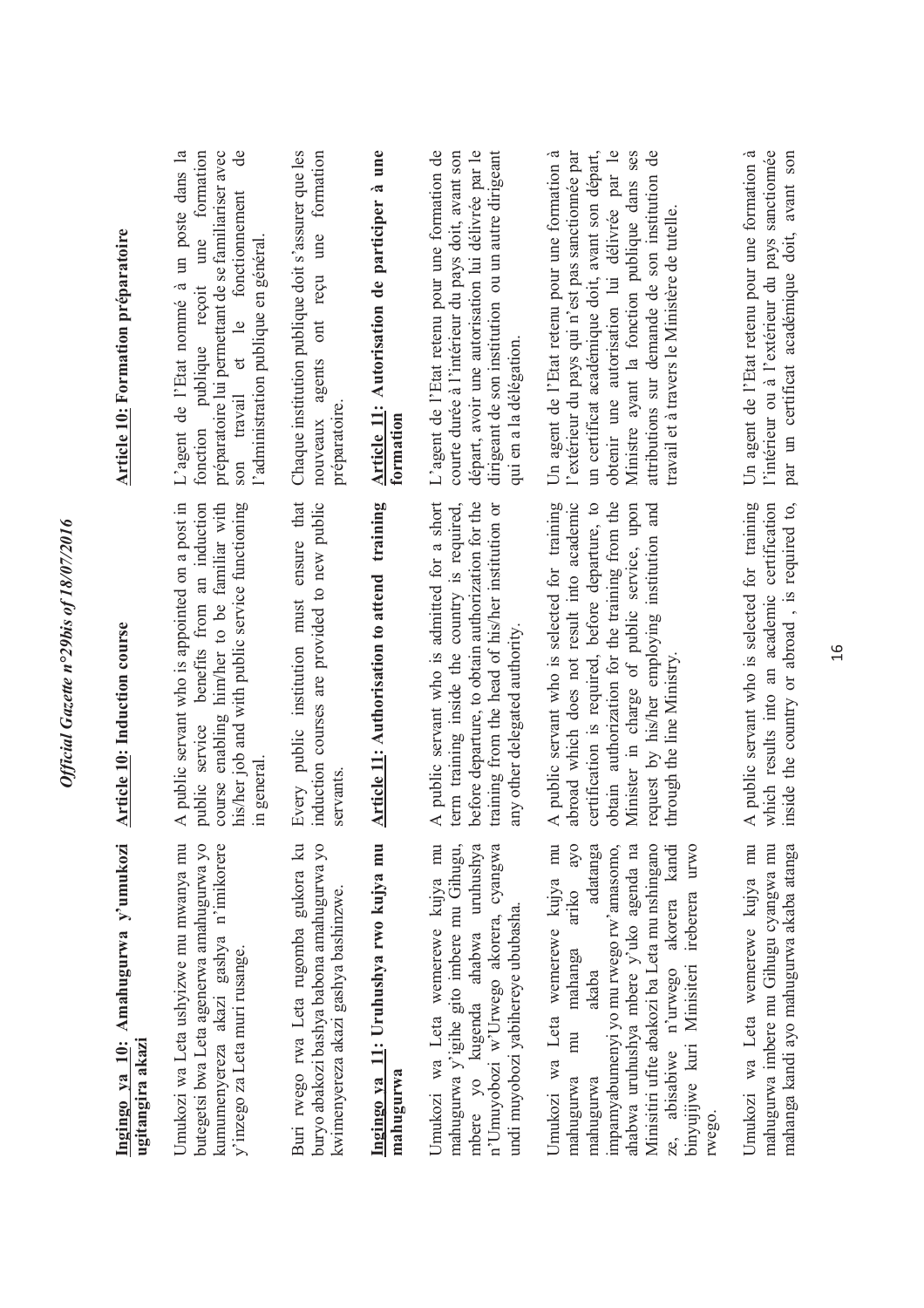**Ingingo ya 10: Amahugurwa y'umukozi ugitangira akazi**

Umukozi wa Leta ushyizwe mu mwanya mu butegetsi bwa Leta agenerwa amahugurwa yo kumumenyereza akazi gashya n'imikorere y'inzego za Leta muri rusange.

Buri rwego rwa Leta rugomba gukora ku buryo abakozi bashya babona amahugurwa yo kwimenyereza akazi gashya bashinzwe.

**Ingingo ya 11: Uruhushya rwo kujya mu mahugurwa**

Umukozi wa Leta wemerewe kujya mu mahugurwa y'igihe gito imbere mu Gihugu, mbere yo kugenda ahabwa uruhushya n'Umuyobozi w'Urwego akorera, cyangwa undi muyobozi yabihereye ububasha.

Umukozi wa Leta wemerewe kujya mu mahugurwa mu mahanga ariko ayo mahugurwa akaba adatanga impamyabumenyi yo mu rwego rw'amasomo, ahabwa uruhushya mbere y'uko agenda na Minisitiri ufite abakozi ba Leta mu nshingano ze, abisabiwe n'urwego akorera kandi binyujijwe kuri Minisiteri ireberera urwo rwego.

Umukozi wa Leta wemerewe kujya mu mahugurwa imbere mu Gihugu cyangwa mu mahanga kandi ayo mahugurwa akaba atanga

**Article 10: Induction course**

A public servant who is appointed on a post in public service benefits from an induction course enabling him/her to be familiar with his/her job and with public service functioning in general.

Every public institution must ensure that induction courses are provided to new public servants.

**Article 11: Authorisation to attend training**

A public servant who is admitted for a short term training inside the country is required, before departure, to obtain authorization for the training from the head of his/her institution or any other delegated authority.

A public servant who is selected for training abroad which does not result into academic certification is required, before departure, to obtain authorization for the training from the Minister in charge of public service, upon request by his/her employing institution and through the line Ministry.

A public servant who is selected for training which results into an academic certification inside the country or abroad , is required to,

**Article 10: Formation préparatoire**

L'agent de l'Etat nommé à un poste dans la fonction publique reçoit une formation préparatoire lui permettant de se familiariser avec son travail et le fonctionnement de l'administration publique en général.

Chaque institution publique doit s'assurer que les nouveaux agents ont reçu une formation préparatoire.

**Article 11: Autorisation de participer à une formation**

L'agent de l'Etat retenu pour une formation de courte durée à l'intérieur du pays doit, avant son départ, avoir une autorisation lui délivrée par le dirigeant de son institution ou un autre dirigeant qui en a la délégation.

Un agent de l'Etat retenu pour une formation à l'extérieur du pays qui n'est pas sanctionnée par un certificat académique doit, avant son départ, obtenir une autorisation lui délivrée par le Ministre ayant la fonction publique dans ses attributions sur demande de son institution de travail et à travers le Ministère de tutelle.

Un agent de l'Etat retenu pour une formation à l'intérieur ou à l'extérieur du pays sanctionnée par un certificat académique doit, avant son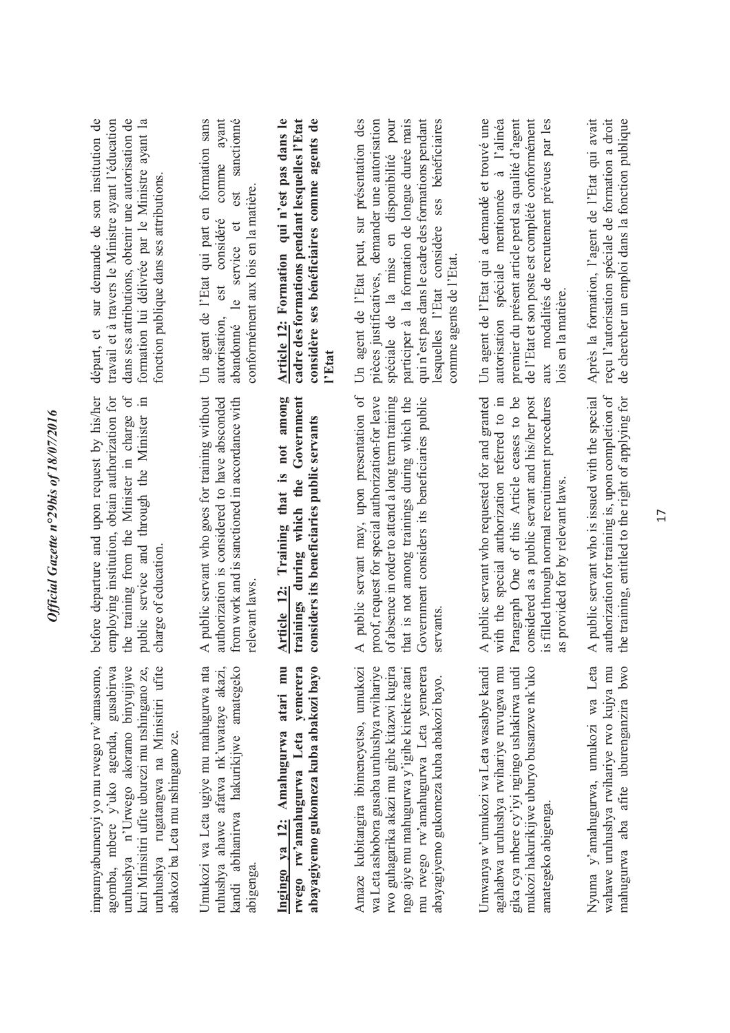impamyabumenyi yo mu rwego rw'amasomo, agomba, mbere y'uko agenda, gusabirwa uruhushya n'Urwego akoramo binyujijwe kuri Minisitiri ufite uburezi mu nshingano ze, uruhushya rugatangwa na Minisitiri ufite abakozi ba Leta mu nshingano ze.

Umukozi wa Leta ugiye mu mahugurwa nta ruhushya ahawe afatwa nk'uwataye akazi, kandi abihanirwa hakurikijwe amategeko abigenga.

**Ingingo ya 12: Amahugurwa atari mu rwego rw'amahugurwa Leta yemerera abayagiyemo gukomeza kuba abakozi bayo**

Amaze kubitangira ibimenyetso, umukozi wa Leta ashobora gusaba uruhushya rwihariye rwo guhagarika akazi mu gihe kitazwi kugira ngo ajye mu mahugurwa y'igihe kirekire atari mu rwego rw'amahugurwa Leta yemerera abayagiyemo gukomeza kuba abakozi bayo.

Umwanya w'umukozi wa Leta wasabye kandi agahabwa uruhushya rwihariye ruvugwa mu gika cya mbere cy'iyi ngingo ushakirwa undi mukozi hakurikijwe uburyo busanzwe nk'uko amategeko abigenga.

Nyuma y'amahugurwa, umukozi wa Leta wahawe uruhushya rwihariye rwo kujya mu mahugurwa aba afite uburenganzira bwo

before departure and upon request by his/her employing institution, obtain authorization for the training from the Minister in charge of public service and through the Minister in charge of education.

A public servant who goes for training without authorization is considered to have absconded from work and is sanctioned in accordance with relevant laws.

**Article 12: Training that is not among trainings during which the Government considers its beneficiaries public servants**

A public servant may, upon presentation of proof, request for special authorization-for leave of absence in order to attend a long term training that is not among trainings during which the Government considers its beneficiaries public servants.

A public servant who requested for and granted with the special authorization referred to in Paragraph One of this Article ceases to be considered as a public servant and his/her post is filled through normal recruitment procedures as provided for by relevant laws.

A public servant who is issued with the special authorization for training is, upon completion of the training, entitled to the right of applying for

départ, et sur demande de son institution de travail et à travers le Ministre ayant l'éducation dans ses attributions, obtenir une autorisation de formation lui délivrée par le Ministre ayant la fonction publique dans ses attributions.

Un agent de l'Etat qui part en formation sans autorisation, est considéré comme ayant abandonné le service et est sanctionné conformément aux lois en la matière.

**Article 12: Formation qui n'est pas dans le cadre des formations pendant lesquelles l'Etat considère ses bénéficiaires comme agents de l'Etat**

Un agent de l'Etat peut, sur présentation des pièces justificatives, demander une autorisation spéciale de la mise en disponibilité pour participer à la formation de longue durée mais qui n'est pas dans le cadre des formations pendant lesquelles l'Etat considère ses bénéficiaires comme agents de l'Etat.

Un agent de l'Etat qui a demandé et trouvé une autorisation spéciale mentionnée à l'alinéa premier du présent article perd sa qualité d'agent de l'Etat et son poste est complété conformément aux modalités de recrutement prévues par les lois en la matière.

Après la formation, l'agent de l'Etat qui avait reçu l'autorisation spéciale de formation a droit de chercher un emploi dans la fonction publique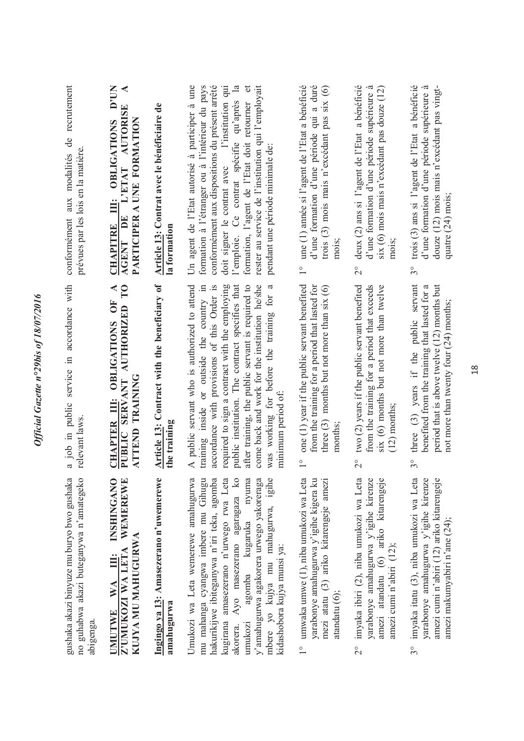gushaka akazi binyuze mu buryo bwo gushaka no guhabwa akazi buteganywa n'amategeko abigenga.

**UMUTWE WA III: INSHINGANO Z'UMUKOZI WA LETA WEMEREWE KUJYA MU MAHUGURWA**

**Ingingo ya 13: Amasezerano n'uwemerewe amahugurwa**

Umukozi wa Leta wemerewe amahugurwa mu mahanga cyangwa imbere mu Gihugu hakurikijwe ibiteganywa n'iri teka, agomba kugirana amasezerano n'urwego rwa Leta akorera. Ayo masezerano agaragaza ko umukozi agomba kugaruka nyuma y'amahugurwa agakorera urwego yakoreraga mbere yo kujya mu mahugurwa, igihe kidashobora kujya munsi ya:

1° umwaka umwe (1), niba umukozi wa Leta yarabonye amahugurwa y'igihe kigera ku mezi atatu (3) ariko kitarengeje amezi atandatu (6);

2° imyaka ibiri (2), niba umukozi wa Leta yarabonye amahugurwa y'igihe kirenze amezi atandatu (6) ariko kitarengeje amezi cumi n'abiri (12);

3° imyaka itatu (3), niba umukozi wa Leta yarabonye amahugurwa y'igihe kirenze amezi cumi n'abiri (12) ariko kitarengeje amezi makumyabiri n'ane (24);

a job in public service in accordance with relevant laws.

**CHAPTER III: OBLIGATIONS OF A PUBLIC SERVANT AUTHORIZED TO ATTEND TRAINING**

**Article 13: Contract with the beneficiary of the training**

A public servant who is authorized to attend training inside or outside the country in accordance with provisions of this Order is required to sign a contract with the employing public institution. The contract specifies that after training, the public servant is required to come back and work for the institution he/she was working for before the training for a minimum period of:

1° one (1) year if the public servant benefited from the training for a period that lasted for three (3) months but not more than six (6) months;

2° two (2) years if the public servant benefited from the training for a period that exceeds six (6) months but not more than twelve (12) months;

3° three (3) years if the public servant benefited from the training that lasted for a period that is above twelve (12) months but not more than twenty four (24) months;

conformément aux modalités de recrutement prévues par les lois en la matière.

**CHAPITRE III: OBLIGATIONS D'UN AGENT DE L'ETAT AUTORISE A PARTICIPER A UNE FORMATION**

**Article 13: Contrat avec le bénéficiaire de la formation**

Un agent de l'Etat autorisé à participer à une formation à l'étranger ou à l'intérieur du pays conformément aux dispositions du présent arrêté doit signer le contrat avec l'institution qui l'emploie. Ce contrat spécifie qu'après la formation, l'agent de l'Etat doit retourner et rester au service de l'institution qui l'employait pendant une période minimale de:

1° une (1) année si l'agent de l'Etat a bénéficié d'une formation d'une période qui a duré trois (3) mois mais n'excédant pas six (6) mois;

2° deux (2) ans si l'agent de l'Etat a bénéficié d'une formation d'une période supérieure à six (6) mois mais n'excédant pas douze (12) mois;

3° trois (3) ans si l'agent de l'Etat a bénéficié d'une formation d'une période supérieure à douze (12) mois mais n'excédant pas vingt-quatre (24) mois;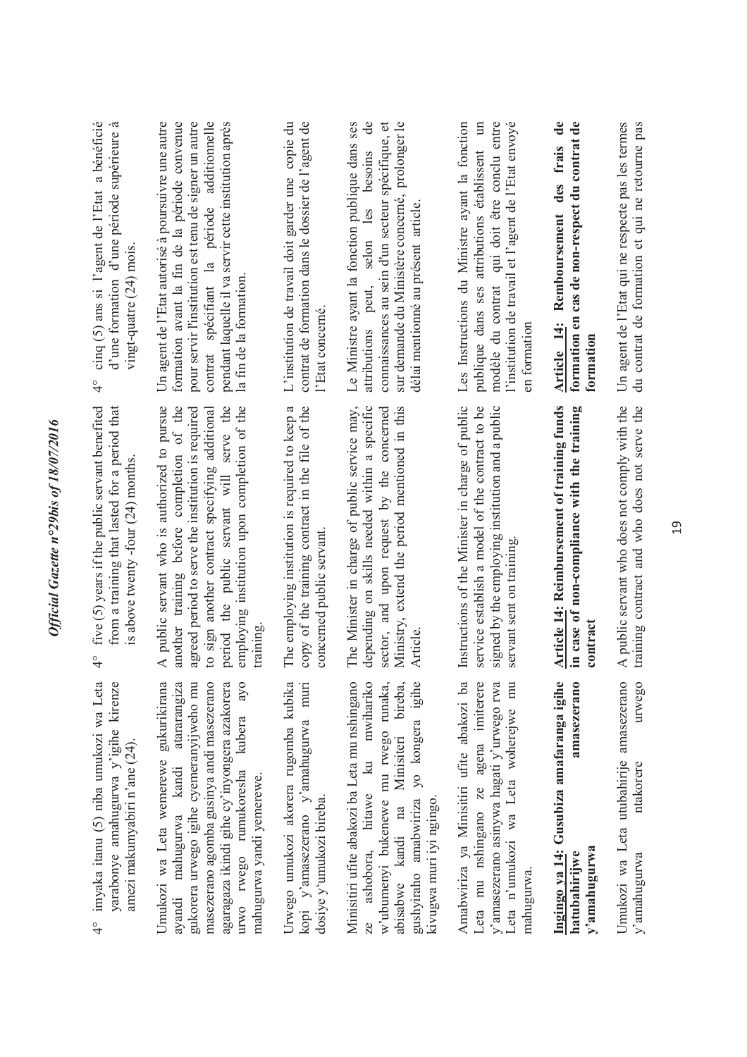4° imyaka itanu (5) niba umukozi wa Leta yarabonye amahugurwa y'igihe kirenze amezi makumyabiri n'ane (24).

Umukozi wa Leta wemerewe gukurikirana ayandi mahugurwa kandi atararangiza gukorera urwego igihe cyemeranyijweho mu masezerano agomba gusinya andi masezerano agaragaza ikindi gihe cy'inyongera azakorera urwo rwego rumukoresha kubera ayo mahugurwa yandi yemerewe.

Urwego umukozi akorera rugomba kubika kopi y'amasezerano y'amahugurwa muri dosiye y'umukozi bireba.

Minisitiri ufite abakozi ba Leta mu nshingano ze ashobora, hitawe ku mwihariko w'ubumenyi bukenewe mu rwego runaka, abisabwe kandi na Minisiteri bireba, gushyiraho amabwiriza yo kongera igihe kivugwa muri iyi ngingo.

Amabwiriza ya Minisitiri ufite abakozi ba Leta mu nshingano ze agena imiterere y'amasezerano asinywa hagati y'urwego rwa Leta n'umukozi wa Leta woherejwe mu mahugurwa.

**Ingingo ya 14: Gusubiza amafaranga igihe hatubahirijwe amasezerano y'amahugurwa**

Umukozi wa Leta utubahirije amasezerano y'amahugurwa ntakorere urwego

4° five (5) years if the public servant benefited from a training that lasted for a period that is above twenty -four (24) months.

A public servant who is authorized to pursue another training before completion of the agreed period to serve the institution is required to sign another contract specifying additional period the public servant will serve the employing institution upon completion of the training.

The employing institution is required to keep a copy of the training contract in the file of the concerned public servant.

The Minister in charge of public service may, depending on skills needed within a specific sector, and upon request by the concerned Ministry, extend the period mentioned in this Article.

Instructions of the Minister in charge of public service establish a model of the contract to be signed by the employing institution and a public servant sent on training.

**Article 14: Reimbursement of training funds in case of non-compliance with the training contract**

A public servant who does not comply with the training contract and who does not serve the

4° cinq (5) ans si l'agent de l'Etat a bénéficié d'une formation d'une période supérieure à vingt-quatre (24) mois.

Un agent de l'Etat autorisé à poursuivre une autre formation avant la fin de la période convenue pour servir l'institution est tenu de signer un autre contrat spécifiant la période additionnelle pendant laquelle il va servir cette institution après la fin de la formation.

L'institution de travail doit garder une copie du contrat de formation dans le dossier de l'agent de l'Etat concerné.

Le Ministre ayant la fonction publique dans ses attributions peut, selon les besoins de connaissances au sein d'un secteur spécifique, et sur demande du Ministère concerné, prolonger le délai mentionné au présent article.

Les Instructions du Ministre ayant la fonction publique dans ses attributions établissent un modèle du contrat qui doit être conclu entre l'institution de travail et l'agent de l'Etat envoyé en formation

**Article 14: Remboursement des frais de formation en cas de non-respect du contrat de formation**

Un agent de l'Etat qui ne respecte pas les termes du contrat de formation et qui ne retourne pas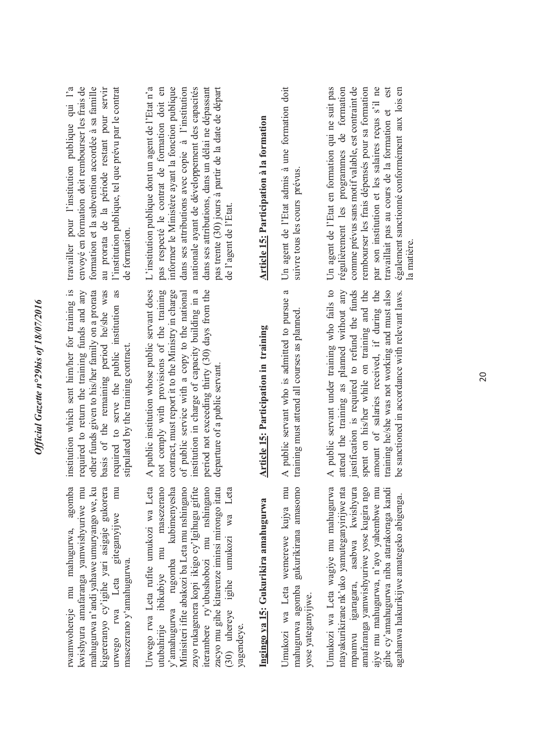rwamwohereje mu mahugurwa, agomba kwishyura amafaranga yamwishyuriwe mu mahugurwa n'andi yahawe umuryango we, ku kigereranyo cy'igihe yari asigaje gukorera urwego rwa Leta giteganyijwe mu masezerano y'amahugurwa.

Urwego rwa Leta rufite umukozi wa Leta utubahirije ibikubiye mu masezerano y'amahugurwa rugomba kubimenyesha Minisiteri ifite abakozi ba Leta mu nshingano zayo rukagenera kopi ikigo cy'Igihugu gifite iterambere ry'ubushobozi mu nshingano zacyo mu gihe kitarenze iminsi mirongo itatu (30) uhereye igihe umukozi wa Leta yagendeye.

**Ingingo ya 15: Gukurikira amahugurwa**

Umukozi wa Leta wemerewe kujya mu mahugurwa agomba gukurikirana amasomo yose yateganyijwe.

Umukozi wa Leta wagiye mu mahugurwa ntayakurikirane nk'uko yateganyirijwe nta mpamvu igaragara, asabwa kwishyura amafaranga yamwishyuriwe yose kugira ngo ajye mu mahugurwa, n'ayo yahembwe mu gihe cy'amahugurwa niba atarakoraga kandi agahanwa hakurikijwe amategeko abigenga.

institution which sent him/her for training is required to return the training funds and any other funds given to his/her family on a prorata basis of the remaining period he/she was required to serve the public institution as stipulated by the training contract.

A public institution whose public servant does not comply with provisions of the training contract, must report it to the Ministry in charge of public service with a copy to the national institution in charge of capacity building in a period not exceeding thirty (30) days from the departure of a public servant.

**Article 15: Participation in training**

A public servant who is admitted to pursue a training must attend all courses as planned.

A public servant under training who fails to attend the training as planned without any justification is required to refund the funds spent on his/her while on training and the amount of salaries received, if during the training he/she was not working and must also be sanctioned in accordance with relevant laws.

travailler pour l'institution publique qui l'a envoyé en formation doit rembourser les frais de formation et la subvention accordée à sa famille au prorata de la période restant pour servir l'institution publique, tel que prévu par le contrat de formation.

L'institution publique dont un agent de l'Etat n'a pas respecté le contrat de formation doit en informer le Ministère ayant la fonction publique dans ses attributions avec copie à l'institution nationale ayant de développement des capacités dans ses attributions, dans un délai ne dépassant pas trente (30) jours à partir de la date de départ de l'agent de l'Etat.

**Article 15: Participation à la formation**

Un agent de l'Etat admis à une formation doit suivre tous les cours prévus.

Un agent de l'Etat en formation qui ne suit pas régulièrement les programmes de formation comme prévus sans motif valable, est contraint de rembourser les frais dépensés pour sa formation par son institution et les salaires reçus s'il ne travaillait pas au cours de la formation et est également sanctionné conformément aux lois en la matière.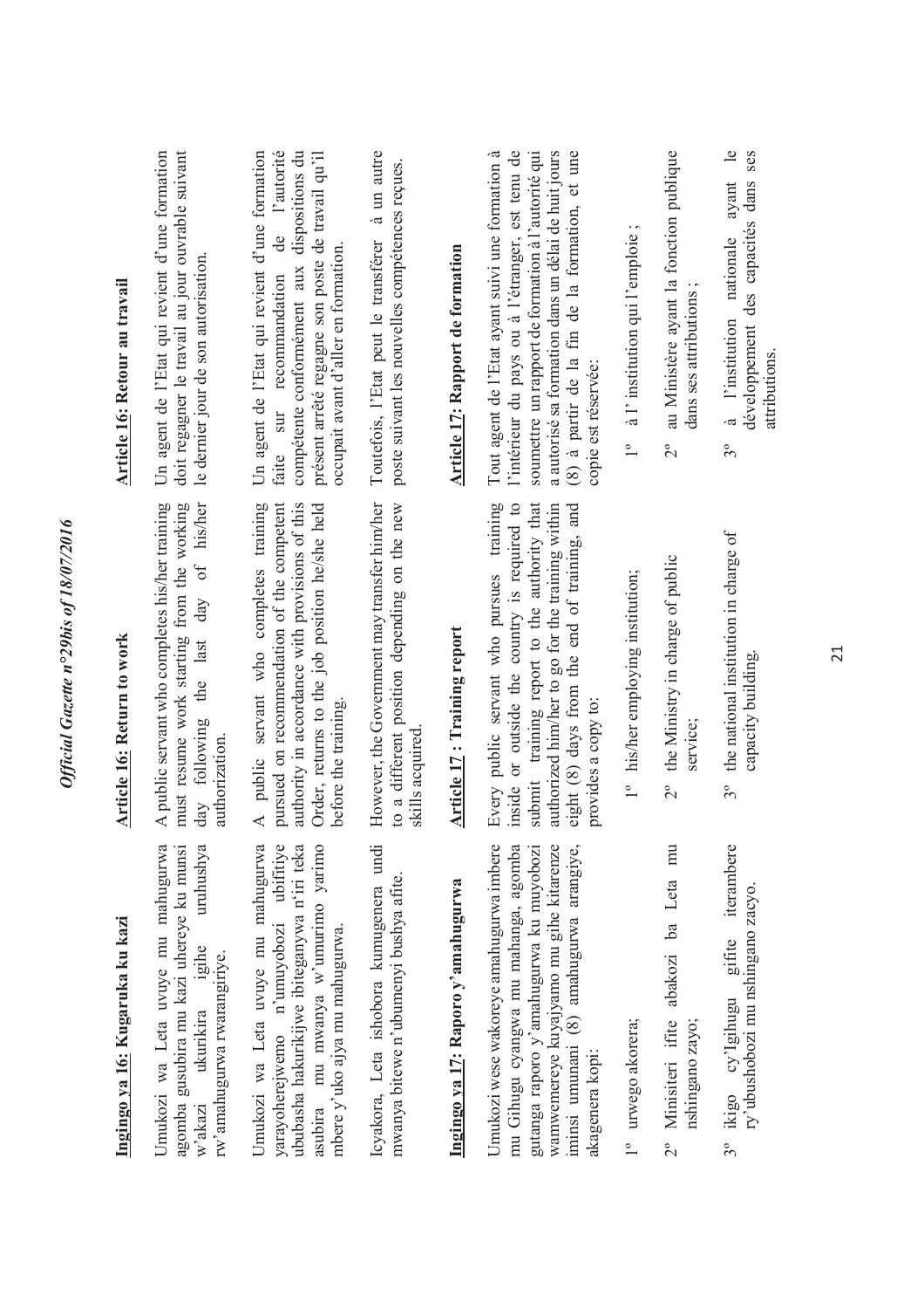**Ingingo ya 16: Kugaruka ku kazi**

Umukozi wa Leta uvuye mu mahugurwa agomba gusubira mu kazi uhereye ku munsi w'akazi ukurikira igihe uruhushya rw'amahugurwa rwarangiriye.

Umukozi wa Leta uvuye mu mahugurwa yarayoherejweho n'umuyobozi ubifitiye ububasha hakurikijwe ibiteganywa n'iri teka asubira mu mwanya w'umurimo yarimo mbere y'uko ajya mu mahugurwa.

Icyakora, Leta ishobora kumugenera undi mwanya bitewe n'ubumenyi bushya afite.

**Ingingo ya 17: Raporo y'amahugurwa**

Umukozi wese wakoreye amahugurwa imbere mu Gihugu cyangwa mu mahanga, agomba gutanga raporo y'amahugurwa ku muyobozi wamwemereye kuyajyamo mu gihe kitarenze iminsi umunani (8) amahugurwa arangiye, akagenera kopi:

1° urwego akorera;

2° Minisiteri ifite abakozi ba Leta mu nshingano zayo;

3° ikigo cy'Igihugu gifite iterambere ry'ubushobozi mu nshingano zacyo.

**Article 16: Return to work**

A public servant who completes his/her training must resume work starting from the working day following the last day of his/her authorization.

A public servant who completes training pursued on recommendation of the competent authority in accordance with provisions of this Order, returns to the job position he/she held before the training.

However, the Government may transfer him/her to a different position depending on the new skills acquired.

**Article 17 : Training report**

Every public servant who pursues training inside or outside the country is required to submit training report to the authority that authorized him/her to go for the training within eight (8) days from the end of training, and provides a copy to:

1° his/her employing institution;

2° the Ministry in charge of public service;

3° the national institution in charge of capacity building.

**Article 16: Retour au travail**

Un agent de l'Etat qui revient d'une formation doit regagner le travail au jour ouvrable suivant le dernier jour de son autorisation.

Un agent de l'Etat qui revient d'une formation faite sur recommandation de l'autorité compétente conformément aux dispositions du présent arrêté regagne son poste de travail qu'il occupait avant d'aller en formation.

Toutefois, l'Etat peut le transférer à un autre poste suivant les nouvelles compétences reçues.

**Article 17: Rapport de formation**

Tout agent de l'Etat ayant suivi une formation à l'intérieur du pays ou à l'étranger, est tenu de soumettre un rapport de formation à l'autorité qui a autorisé sa formation dans un délai de huit jours (8) à partir de la fin de la formation, et une copie est réservée:

1° à l' institution qui l'emploie ;

2° au Ministère ayant la fonction publique dans ses attributions ;

3° à l'institution nationale ayant le développement des capacités dans ses attributions.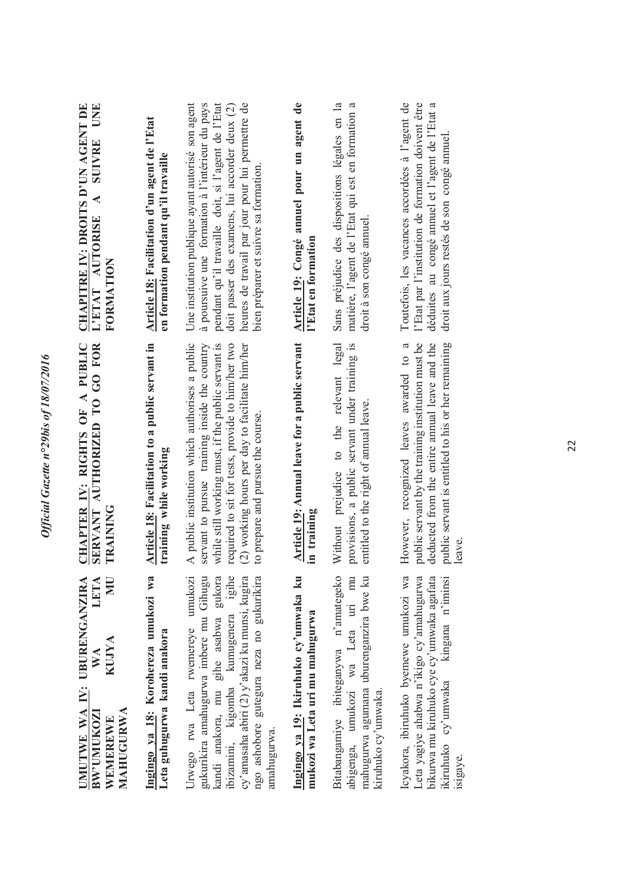**UMUTWE WA IV: UBURENGANZIRA BW'UMUKOZI WA LETA WEMEREWE KUJYA MU MAHUGURWA**

**Ingingo ya 18: Koroherereza umukozi wa Leta guhugurwa kandi anakora**

Urwego rwa Leta rwemereye umukozi gukurikira amahugurwa imbere mu Gihugu kandi anakora, mu gihe asabwa gukora ibizamini, kigomba kumugenera igihe cy'amasaha abiri (2) y'akazi ku munsi, kugira ngo ashobore gutegura neza no gukurikira amahugurwa.

**Ingingo ya 19: Ikiruhuko cy'umwaka ku mukozi wa Leta uri mu mahugurwa**

Bitabangamiye ibiteganywa n'amategeko abigenga, umukozi wa Leta uri mu mahugurwa agumana uburenganzira bwe ku kiruhuko cy'umwaka.

Icyakora, ibiruhuko byemewe umukozi wa Leta yagiye ahabwa n'ikigo cy'amahugurwa bikurwa mu kiruhuko cye cy'umwaka agafata ikiruhuko cy'umwaka kingana n'iminsi isigaye.

**CHAPTER IV: RIGHTS OF A PUBLIC SERVANT AUTHORIZED TO GO FOR TRAINING**

**Article 18: Facilitation to a public servant in training while working**

A public institution which authorises a public servant to pursue training inside the country while still working must, if the public servant is required to sit for tests, provide to him/her two (2) working hours per day to facilitate him/her to prepare and pursue the course.

**Article 19: Annual leave for a public servant in training**

Without prejudice to the relevant legal provisions, a public servant under training is entitled to the right of annual leave.

However, recognized leaves awarded to a public servant by the training institution must be deducted from the entire annual leave and the public servant is entitled to his or her remaining leave.

**CHAPITRE IV: DROITS D'UN AGENT DE L'ETAT AUTORISE A SUIVRE UNE FORMATION**

**Article 18: Facilitation d'un agent de l'Etat en formation pendant qu'il travaille**

Une institution publique ayant autorisé son agent à poursuive une formation à l'intérieur du pays pendant qu'il travaille doit, si l'agent de l'Etat doit passer des examens, lui accorder deux (2) heures de travail par jour pour lui permettre de bien préparer et suivre sa formation.

**Article 19: Congé annuel pour un agent de l'Etat en formation**

Sans préjudice des dispositions légales en la matière, l'agent de l'Etat qui est en formation a droit à son congé annuel.

Toutefois, les vacances accordées à l'agent de l'Etat par l'institution de formation doivent être déduites au congé annuel et l'agent de l'Etat a droit aux jours restés de son congé annuel.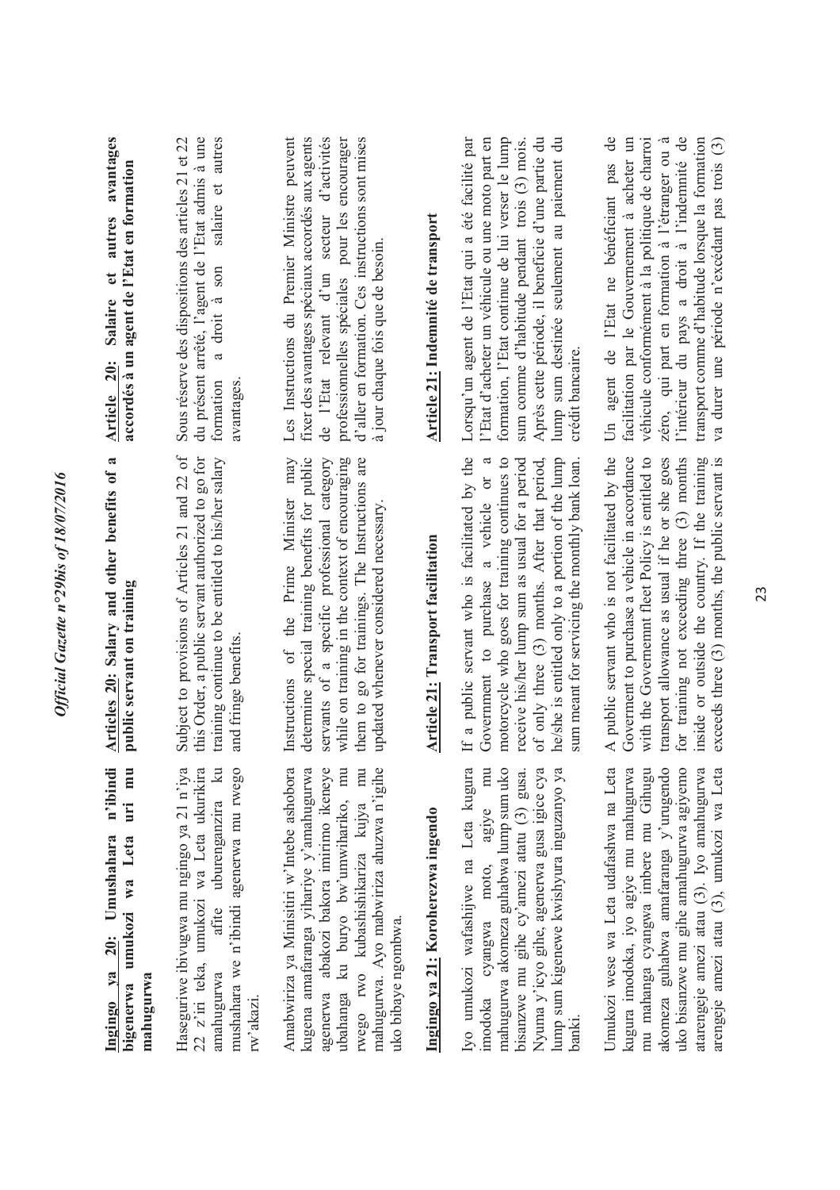**Ingingo ya 20: Umushahara n'ibindi bigenerwa umukozi wa Leta uri mu mahugurwa**

Haseguriwe ibivugwa mu ngingo ya 21 n'iya 22 z'iri teka, umukozi wa Leta ukurikira amahugurwa afite uburenganzira ku mushahara we n'ibindi agenerwa mu rwego rw'akazi.

Amabwiriza ya Minisitiri w'Intebe ashobora kugena amafaranga yihariye y'amahugurwa agenerwa abakozi bakora imirimo ikeneye ubahanga ku buryo bw'umwihariko, mu rwego rwo kubashishikariza kujya mu mahugurwa. Ayo mabwiriza ahuzwa n'igihe uko bibaye ngombwa.

**Ingingo ya 21: Koroherezwa ingendo**

Iyo umukozi wafashijwe na Leta kugura imodoka cyangwa moto, agiye mu mahugurwa akomeza guhabwa lump sum uko bisanzwe mu gihe cy'amezi atatu (3) gusa. Nyuma y'icyo gihe, agenerwa gusa igice cya lump sum kigenewe kwishyura inguzanyo ya banki.

Umukozi wese wa Leta udafashwa na Leta kugura imodoka, iyo agiye mu mahugurwa mu mahanga cyangwa imbere mu Gihugu akomeza guhabwa amafaranga y'urugendo uko bisanzwe mu gihe amahugurwa agiyemo atarengeje amezi atatu (3). Iyo amahugurwa arengeje amezi atatu (3), umukozi wa Leta

**Articles 20: Salary and other benefits of a public servant on training**

Subject to provisions of Articles 21 and 22 of this Order, a public servant authorized to go for training continue to be entitled to his/her salary and fringe benefits.

Instructions of the Prime Minister may determine special training benefits for public servants of a specific professional category while on training in the context of encouraging them to go for trainings. The Instructions are updated whenever considered necessary.

**Article 21: Transport facilitation**

If a public servant who is facilitated by the Government to purchase a vehicle or a motorcycle who goes for training continues to receive his/her lump sum as usual for a period of only three (3) months. After that period, he/she is entitled only to a portion of the lump sum meant for servicing the monthly bank loan.

A public servant who is not facilitated by the Goverment to purchase a vehicle in accordance with the Governemnt fleet Policy is entitled to transport allowance as usual if he or she goes for training not exceeding three (3) months inside or outside the country. If the training exceeds three (3) months, the public servant is

**Article 20: Salaire et autres avantages accordés à un agent de l'Etat en formation**

Sous réserve des dispositions des articles 21 et 22 du présent arrêté, l'agent de l'Etat admis à une formation a droit à son salaire et autres avantages.

Les Instructions du Premier Ministre peuvent fixer des avantages spéciaux accordés aux agents de l'Etat relevant d'un secteur d'activités professionnelles spéciales pour les encourager d'aller en formation. Ces instructions sont mises à jour chaque fois que de besoin.

**Article 21: Indemnité de transport**

Lorsqu'un agent de l'Etat qui a été facilité par l'Etat d'acheter un véhicule ou une moto part en formation, l'Etat continue de lui verser le lump sum comme d'habitude pendant trois (3) mois. Après cette période, il beneficie d'une partie du lump sum destinée seulement au paiement du crédit bancaire.

Un agent de l'Etat ne bénéficiant pas de facilitation par le Gouvernement à acheter un véhicule conformément à la politique de charroi zéro, qui part en formation à l'étranger ou à l'intérieur du pays a droit à l'indemnité de transport comme d'habitude lorsque la formation va durer une période n'excédant pas trois (3)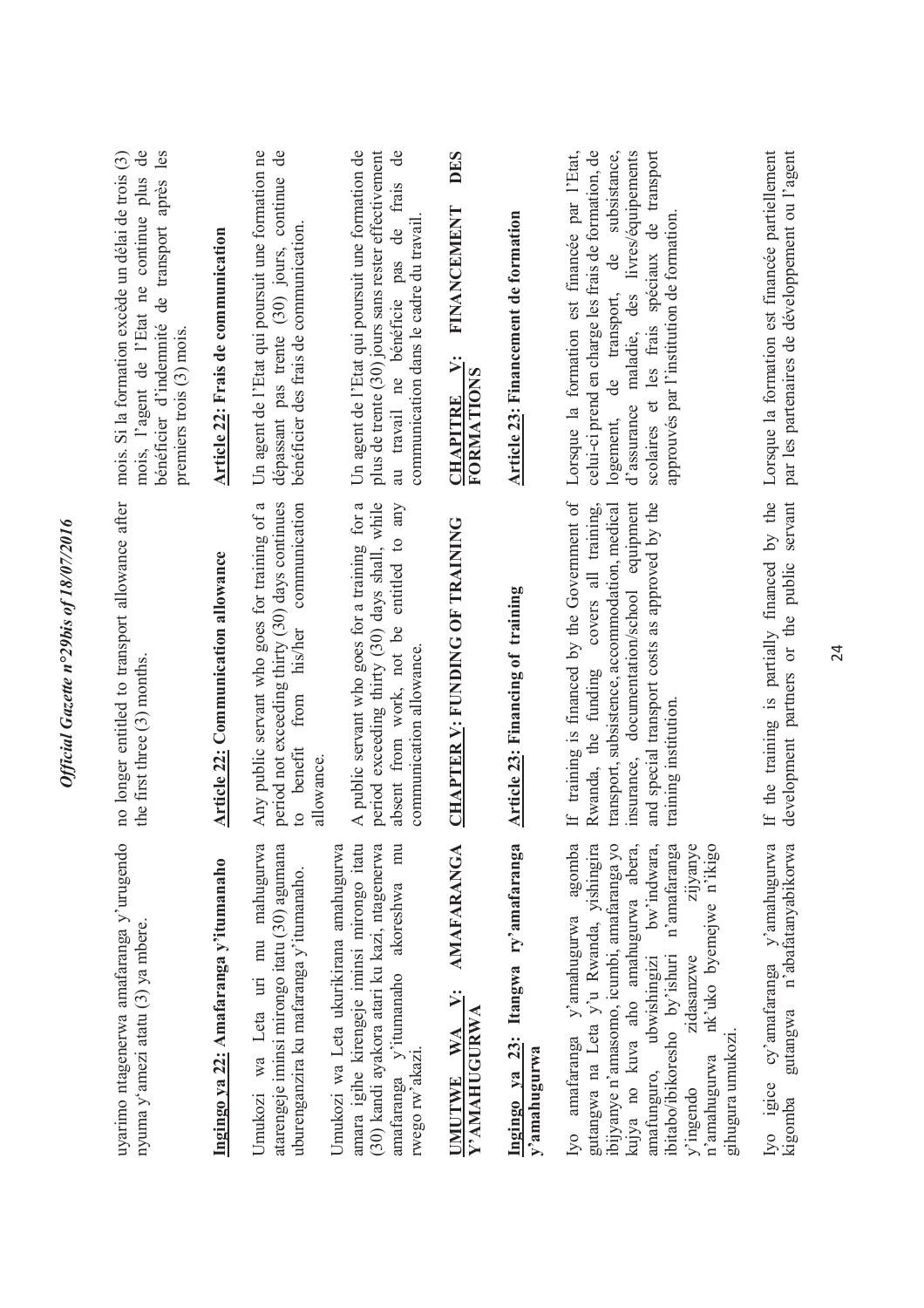uyarimo ntagenerwa amafaranga y'urugendo nyuma y'amezi atatu (3) ya mbere.

no longer entitled to transport allowance after the first three (3) months.

mois. Si la formation excède un délai de trois (3) mois, l'agent de l'Etat ne continue plus de bénéficier d'indemnité de transport après les premiers trois (3) mois.

**Ingingo ya 22: Amafaranga y'itumanaho**

Umukozi wa Leta uri mu mahugurwa atarengeje iminsi mirongo itatu (30) agumana uburenganzira ku mafaranga y'itumanaho.

Umukozi wa Leta ukurikirana amahugurwa amara igihe kirengeje iminsi mirongo itatu (30) kandi ayakora atari ku kazi, ntagenerwa amafaranga y'itumanaho akoreshwa mu rwego rw'akazi.

**Article 22: Communication allowance**

Any public servant who goes for training of a period not exceeding thirty (30) days continues to benefit from his/her communication allowance.

A public servant who goes for a training for a period exceeding thirty (30) days shall, while absent from work, not be entitled to any communication allowance.

**Article 22: Frais de communication**

Un agent de l'Etat qui poursuit une formation ne dépassant pas trente (30) jours, continue de bénéficier des frais de communication.

Un agent de l'Etat qui poursuit une formation de plus de trente (30) jours sans rester effectivement au travail ne bénéficie pas de frais de communication dans le cadre du travail.

## UMUTWE WA V: AMAFARANGA Y'AMAHUGURWA

## CHAPTER V: FUNDING OF TRAINING

## CHAPITRE V: FINANCEMENT DES FORMATIONS

**Ingingo ya 23: Itangwa ry'amafaranga y'amahugurwa**

Iyo amafaranga y'amahugurwa agomba gutangwa na Leta y'u Rwanda, yishingira ibijyanye n'amasomo, icumbi, amafaranga yo kujya no kuva aho amahugurwa abera, amafunguro, ubwishingizi bw'indwara, ibitabo/ibikoresho by'ishuri n'amafaranga y'ingendo zidasanzwe zijyanye n'amahugurwa nk'uko byemejwe n'ikigo gihugura umukozi.

**Article 23: Financing of training**

If training is financed by the Government of Rwanda, the funding covers all training, transport, subsistence, accommodation, medical insurance, documentation/school equipment and special transport costs as approved by the training institution.

**Article 23: Financement de formation**

Lorsque la formation est financée par l'Etat, celui-ci prend en charge les frais de formation, de logement, de transport, de subsistance, d'assurance maladie, des livres/équipements scolaires et les frais spéciaux de transport approuvés par l'institution de formation.

Iyo igice cy'amafaranga y'amahugurwa kigomba gutangwa n'abafatanyabikorwa

If the training is partially financed by the development partners or the public servant

Lorsque la formation est financée partiellement par les partenaires de développement ou l'agent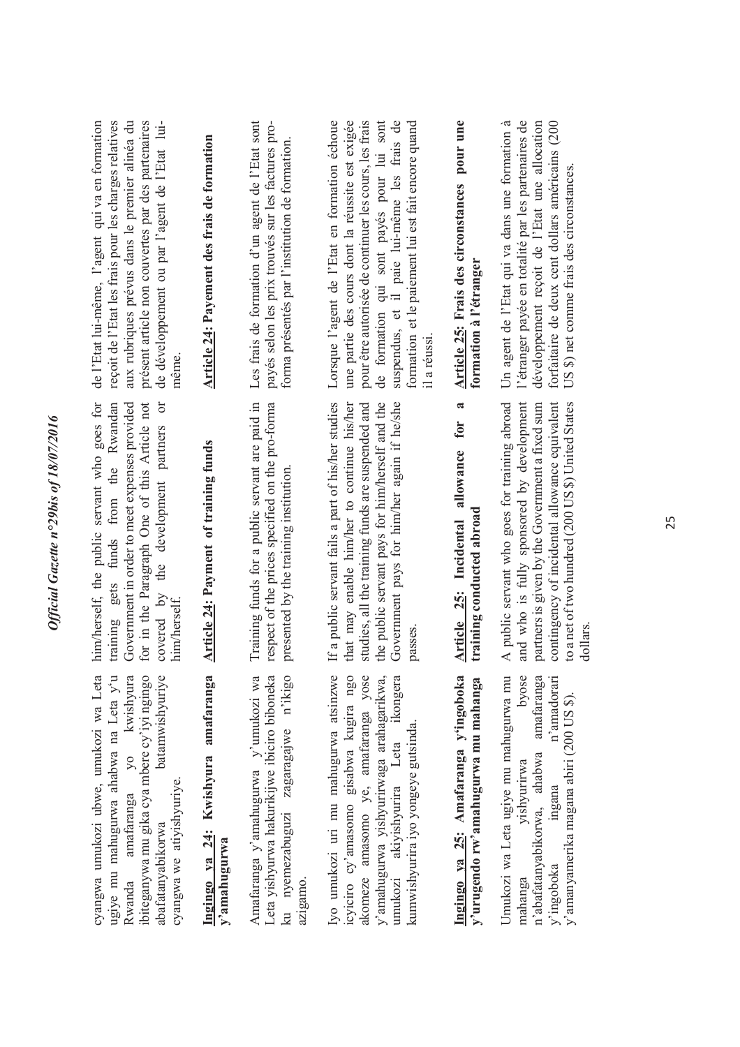cyangwa umukozi ubwe, umukozi wa Leta ugiye mu mahugurwa ahabwa na Leta y'u Rwanda amafaranga yo kwishyura ibiteganywa mu gika cya mbere cy'iyi ngingo abafatanyabikorwa batamwishyuriye cyangwa we atiyishyuriye.

**Ingingo ya 24: Kwishyura amafaranga y'amahugurwa**

Amafaranga y'amahugurwa y'umukozi wa Leta yishyurwa hakurikijwe ibiciro biboneka ku nyemezabuguzi zagaragajwe n'ikigo azigamo.

Iyo umukozi uri mu mahugurwa atsinzwe icyiciro cy'amasomo gisabwa kugira ngo akomeze amasomo ye, amafaranga yose y'amahugurwa yishyurirwaga arahagarikwa, umukozi akiyishyurira Leta ikongera kumwishyurira iyo yongeye gutsinda.

**Ingingo ya 25: Amafaranga y'ingoboka y'urugendo rw'amahugurwa mu mahanga**

Umukozi wa Leta ugiye mu mahugurwa mu mahanga yishyurirwa byose n'abafatanyabikorwa, ahabwa amafaranga y'ingoboka ingana n'amadorari y'amanyamerika magana abiri (200 US $).

him/herself, the public servant who goes for training gets funds from the Rwandan Government in order to meet expenses provided for in the Paragraph One of this Article not covered by the development partners or him/herself.

**Article 24: Payment of training funds**

Training funds for a public servant are paid in respect of the prices specified on the pro-forma presented by the training institution.

If a public servant fails a part of his/her studies that may enable him/her to continue his/her studies, all the training funds are suspended and the public servant pays for him/herself and the Government pays for him/her again if he/she passes.

**Article 25: Incidental allowance for a training conducted abroad**

A public servant who goes for training abroad and who is fully sponsored by development partners is given by the Government a fixed sum contingency of incidental allowance equivalent to a net of two hundred (200 US $) United States dollars.

de l'Etat lui-même, l'agent qui va en formation reçoit de l'Etat les frais pour les charges relatives aux rubriques prévus dans le premier alinéa du présent article non couvertes par des partenaires de développement ou par l'agent de l'Etat lui-même.

**Article 24: Payement des frais de formation**

Les frais de formation d'un agent de l'Etat sont payés selon les prix trouvés sur les factures pro-forma présentés par l'institution de formation.

Lorsque l'agent de l'Etat en formation échoue une partie des cours dont la réussite est exigée pour être autorisée de continuer les cours, les frais de formation qui sont payés pour lui sont suspendus, et il paie lui-même les frais de formation et le paiement lui est fait encore quand il a réussi.

**Article 25: Frais des circonstances pour une formation à l'étranger**

Un agent de l'Etat qui va dans une formation à l'étranger payée en totalité par les partenaires de développement reçoit de l'Etat une allocation forfaitaire de deux cent dollars américains (200 US $) net comme frais des circonstances.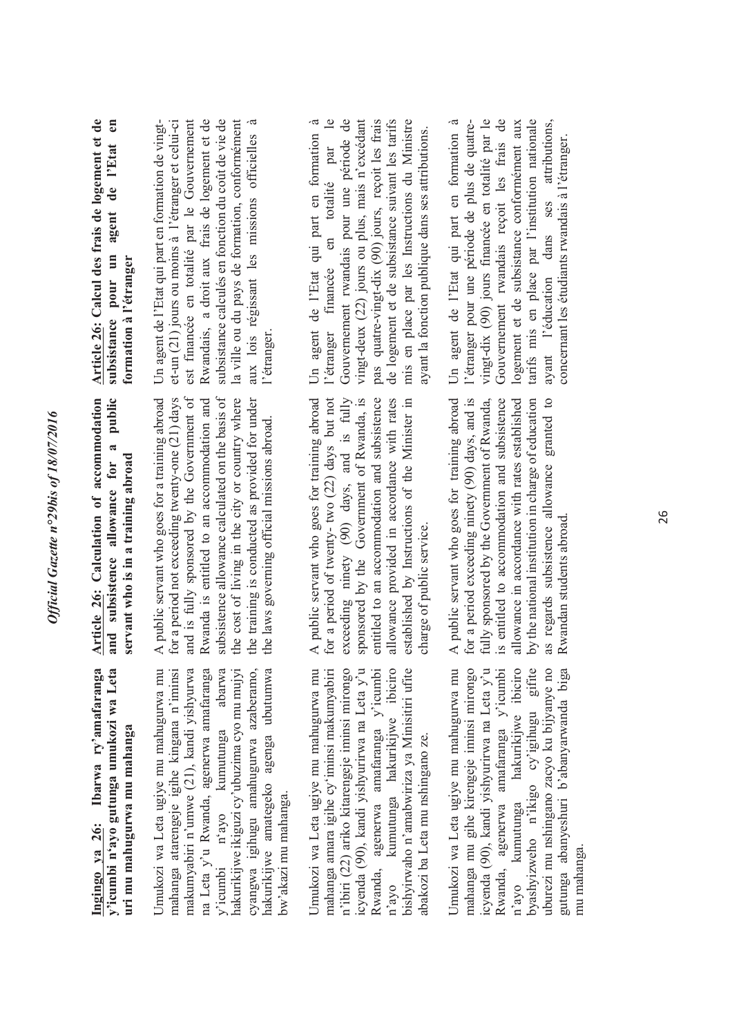**Ingingo ya 26: Ibarwa ry'amafaranga y'icumbi n'ayo gutunga umukozi wa Leta uri mu mahugurwa mu mahanga**

Umukozi wa Leta ugiye mu mahugurwa mu mahanga atarengeje igihe kingana n'iminsi makumyabiri n'umwe (21), kandi yishyurwa na Leta y'u Rwanda, agenerwa amafaranga y'icumbi n'ayo kumutunga abarwa hakurikijwe ikiguzi cy'ubuzima cyo mu mujyi cyangwa igihugu amahugurwa azaberamo, hakurikijwe amategeko agenga ubutumwa bw'akazi mu mahanga.

Umukozi wa Leta ugiye mu mahugurwa mu mahanga amara igihe cy'iminsi makumyabiri n'ibiri (22) ariko kitarengeje iminsi mirongo icyenda (90), kandi yishyurirwa na Leta y'u Rwanda, agenerwa amafaranga y'icumbi n'ayo kumutunga hakurikijwe ibiciro bishyirwaho n'amabwiriza ya Minisitiri ufite abakozi ba Leta mu nshingano ze.

Umukozi wa Leta ugiye mu mahugurwa mu mahanga mu gihe kirengeje iminsi mirongo icyenda (90), kandi yishyurirwa na Leta y'u Rwanda, agenerwa amafaranga y'icumbi n'ayo kumutunga hakurikijwe ibiciro byashyizweho n'ikigo cy'igihugu gifite uburezi mu nshingano zacyo ku bijyanye no gutunga abanyeshuri b'abanyarwanda biga mu mahanga.

**Article 26: Calculation of accommodation and subsistence allowance for a public servant who is in a training abroad**

A public servant who goes for a training abroad for a period not exceeding twenty-one (21) days and is fully sponsored by the Government of Rwanda is entitled to an accommodation and subsistence allowance calculated on the basis of the cost of living in the city or country where the training is conducted as provided for under the laws governing official missions abroad.

A public servant who goes for training abroad for a period of twenty- two (22) days but not exceeding ninety (90) days, and is fully sponsored by the Government of Rwanda, is entitled to an accommodation and subsistence allowance provided in accordance with rates established by Instructions of the Minister in charge of public service.

A public servant who goes for training abroad for a period exceeding ninety (90) days, and is fully sponsored by the Government of Rwanda, is entitled to accommodation and subsistence allowance in accordance with rates established by the national institution in charge of education as regards subsistence allowance granted to Rwandan students abroad.

**Article 26: Calcul des frais de logement et de subsistance pour un agent de l'Etat en formation à l'étranger**

Un agent de l'Etat qui part en formation de vingt-et-un (21) jours ou moins à l'étranger et celui-ci est financée en totalité par le Gouvernement Rwandais, a droit aux frais de logement et de subsistance calculés en fonction du coût de vie de la ville ou du pays de formation, conformément aux lois régissant les missions officielles à l'étranger.

Un agent de l'Etat qui part en formation à l'étranger financée en totalité par le Gouvernement rwandais pour une période de vingt-deux (22) jours ou plus, mais n'excédant pas quatre-vingt-dix (90) jours, reçoit les frais de logement et de subsistance suivant les tarifs mis en place par les Instructions du Ministre ayant la fonction publique dans ses attributions.

Un agent de l'Etat qui part en formation à l'étranger pour une période de plus de quatre-vingt-dix (90) jours financée en totalité par le Gouvernement rwandais reçoit les frais de logement et de subsistance conformément aux tarifs mis en place par l'institution nationale ayant l'éducation dans ses attributions, concernant les étudiants rwandais à l'étranger.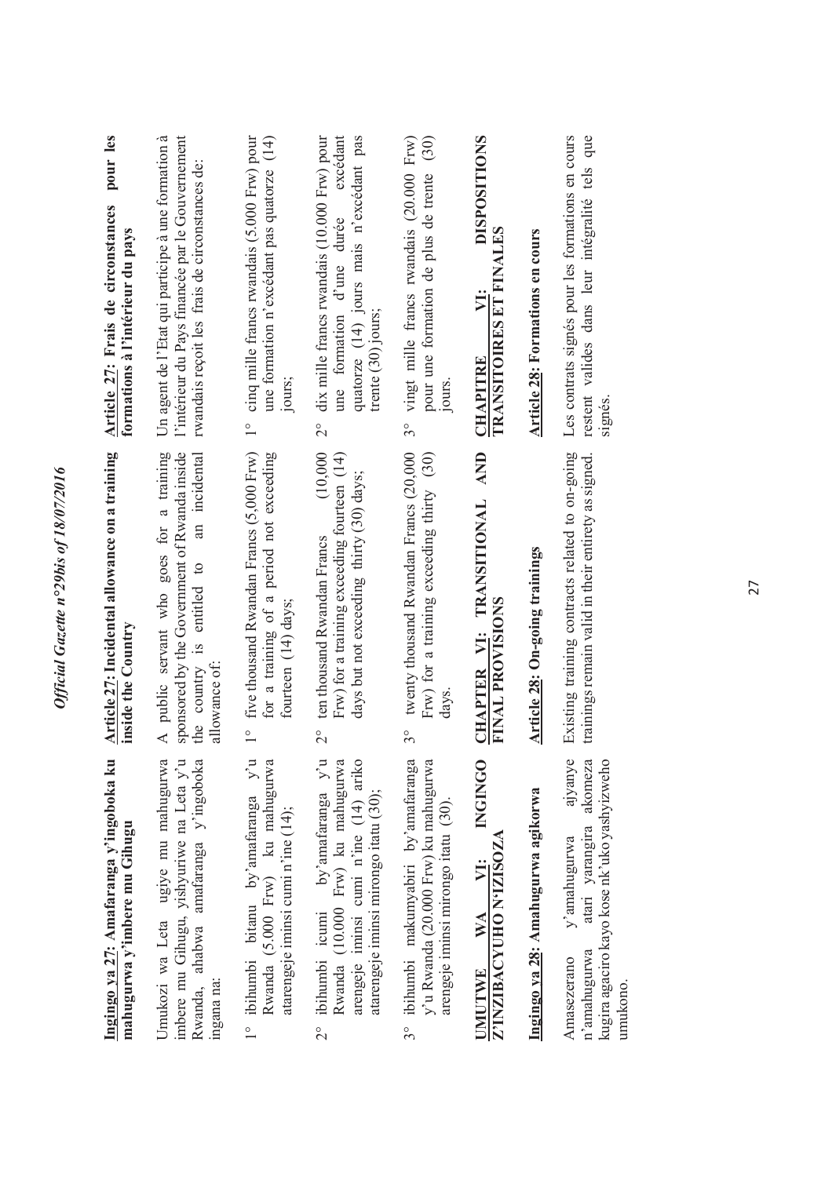**Ingingo ya 27: Amafaranga y'ingoboka ku mahugurwa y'imbere mu Gihugu**

Umukozi wa Leta ugiye mu mahugurwa imbere mu Gihugu, yishyuriwe na Leta y'u Rwanda, ahabwa amafaranga y'ingoboka ingana na:

1° ibihumbi bitanu by'amafaranga y'u Rwanda (5.000 Frw) ku mahugurwa atarengeje iminsi cumi n'ine (14);

2° ibihumbi icumi by'amafaranga y'u Rwanda (10.000 Frw) ku mahugurwa arengeje iminsi cumi n'ine (14) ariko atarengeje iminsi mirongo itatu (30);

3° ibihumbi makumyabiri by'amafaranga y'u Rwanda (20.000 Frw) ku mahugurwa arengeje iminsi mirongo itatu (30).

**UMUTWE WA VI: INGINGO Z'INZIBACYUHO N'IZISOZA**

**Ingingo ya 28: Amahugurwa agikorwa**

Amasezerano y'amahugurwa ajyanye n'amahugurwa atari yarangira akomeza kugira agaciro kayo kose nk'uko yashyizweho umukono.

**Article 27: Incidental allowance on a training inside the Country**

A public servant who goes for a training sponsored by the Government of Rwanda inside the country is entitled to an incidental allowance of:

1° five thousand Rwandan Francs (5,000 Frw) for a training of a period not exceeding fourteen (14) days;

2° ten thousand Rwandan Francs (10,000 Frw) for a training exceeding fourteen (14) days but not exceeding thirty (30) days;

3° twenty thousand Rwandan Francs (20,000 Frw) for a training exceeding thirty (30) days.

**CHAPTER VI: TRANSITIONAL AND FINAL PROVISIONS**

**Article 28: On-going trainings**

Existing training contracts related to on-going trainings remain valid in their entirety as signed.

**Article 27: Frais de circonstances pour les formations à l'intérieur du pays**

Un agent de l'Etat qui participe à une formation à l'intérieur du Pays financée par le Gouvernement rwandais reçoit les frais de circonstances de:

1° cinq mille francs rwandais (5.000 Frw) pour une formation n'excédant pas quatorze (14) jours;

2° dix mille francs rwandais (10.000 Frw) pour une formation d'une durée excédant quatorze (14) jours mais n'excédant pas trente (30) jours;

3° vingt mille francs rwandais (20.000 Frw) pour une formation de plus de trente (30) jours.

**CHAPITRE VI: DISPOSITIONS TRANSITOIRES ET FINALES**

**Article 28: Formations en cours**

Les contrats signés pour les formations en cours restent valides dans leur intégralité tels que signés.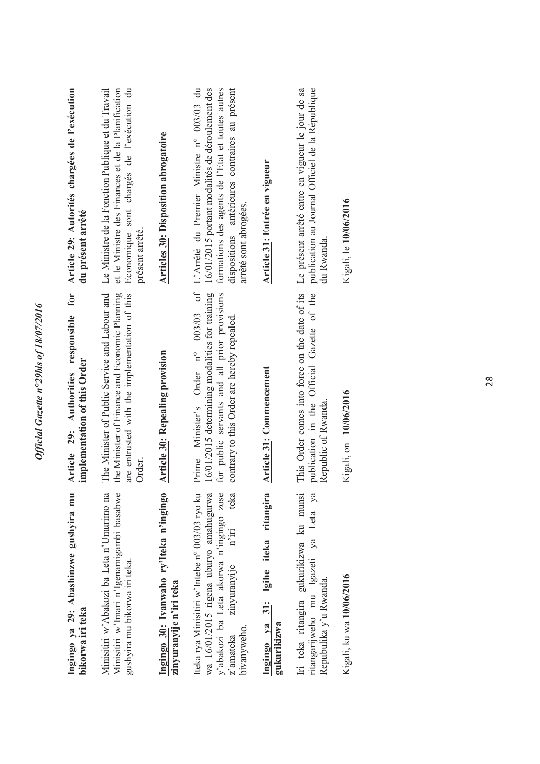**Ingingo ya 29: Abashinzwe gushyira mu bikorwa iri teka**

Minisitiri w'Abakozi ba Leta n'Umurimo na Minisitiri w'Imari n'Igenamigambi basabwe gushyira mu bikorwa iri teka.

**Ingingo 30: Ivanwaho ry'Iteka n'ingingo zinyuranyije n'iri teka**

Iteka rya Minisitiri w'Intebe n° 003/03 ryo ku wa 16/01/2015 rigena uburyo amahugurwa y'abakozi ba Leta akorwa n'ingingo zose z'amateka zinyuranyije n'iri teka bivanyweho.

**Ingingo ya 31: Igihe iteka ritangira gukurikizwa**

Iri teka ritangira gukurikizwa ku munsi ritangarijweho mu Igazeti ya Leta ya Repubulika y'u Rwanda.

Kigali, ku wa **10/06/2016**

**Article 29: Authorities responsible for implementation of this Order**

The Minister of Public Service and Labour and the Minister of Finance and Economic Planning are entrusted with the implementation of this Order.

**Article 30: Repealing provision**

Prime Minister's Order n° 003/03 of 16/01/2015 determining modalities for training for public servants and all prior provisions contrary to this Order are hereby repealed.

**Article 31: Commencement**

This Order comes into force on the date of its publication in the Official Gazette of the Republic of Rwanda.

Kigali, on **10/06/2016**

**Article 29: Autorités chargées de l'exécution du présent arrêté**

Le Ministre de la Fonction Publique et du Travail et le Ministre des Finances et de la Planification Economique sont chargés de l'exécution du présent arrêté.

**Articles 30: Disposition abrogatoire**

L'Arrêté du Premier Ministre n° 003/03 du 16/01/2015 portant modalités de déroulement des formations des agents de l'Etat et toutes autres dispositions antérieures contraires au présent arrêté sont abrogées.

**Article 31: Entrée en vigueur**

Le présent arrêté entre en vigueur le jour de sa publication au Journal Officiel de la République du Rwanda.

Kigali, le **10/06/2016**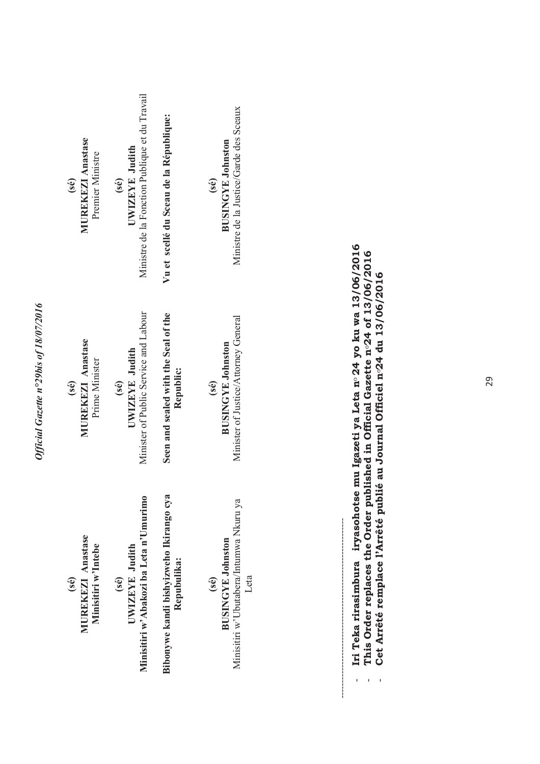| Kinyarwanda | English | Français |
| --- | --- | --- |
| **(sé)**<br>**MUREKEZI Anastase**<br>**Minisitiri w'Intebe** | **(sé)**<br>**MUREKEZI Anastase**<br>Prime Minister | **(sé)**<br>**MUREKEZI Anastase**<br>Premier Ministre |
| **(sé)**<br>**UWIZEYE Judith**<br>**Minisitiri w'Abakozi ba Leta n'Umurimo** | **(sé)**<br>**UWIZEYE Judith**<br>Minister of Public Service and Labour | **(sé)**<br>**UWIZEYE Judith**<br>Ministre de la Fonction Publique et du Travail |
| **Bibonywe kandi bishyizweho Ikirango cya Repubulika:** | **Seen and sealed with the Seal of the Republic:** | **Vu et scellé du Sceau de la République:** |
| **(sé)**<br>**BUSINGYE Johnston**<br>Minisitiri w'Ubutabera/Intumwa Nkuru ya Leta | **(sé)**<br>**BUSINGYE Johnston**<br>Minister of Justice/Attorney General | **(sé)**<br>**BUSINGYE Johnston**<br>Ministre de la Justice/Garde des Sceaux |

---

- **Iri Teka rirasimbura iryasohotse mu Igazeti ya Leta n°24 yo ku wa 13/06/2016**
- **This Order replaces the Order published in Official Gazette n°24 of 13/06/2016**
- **Cet Arrêté remplace l'Arrêté publié au Journal Officiel n°24 du 13/06/2016**